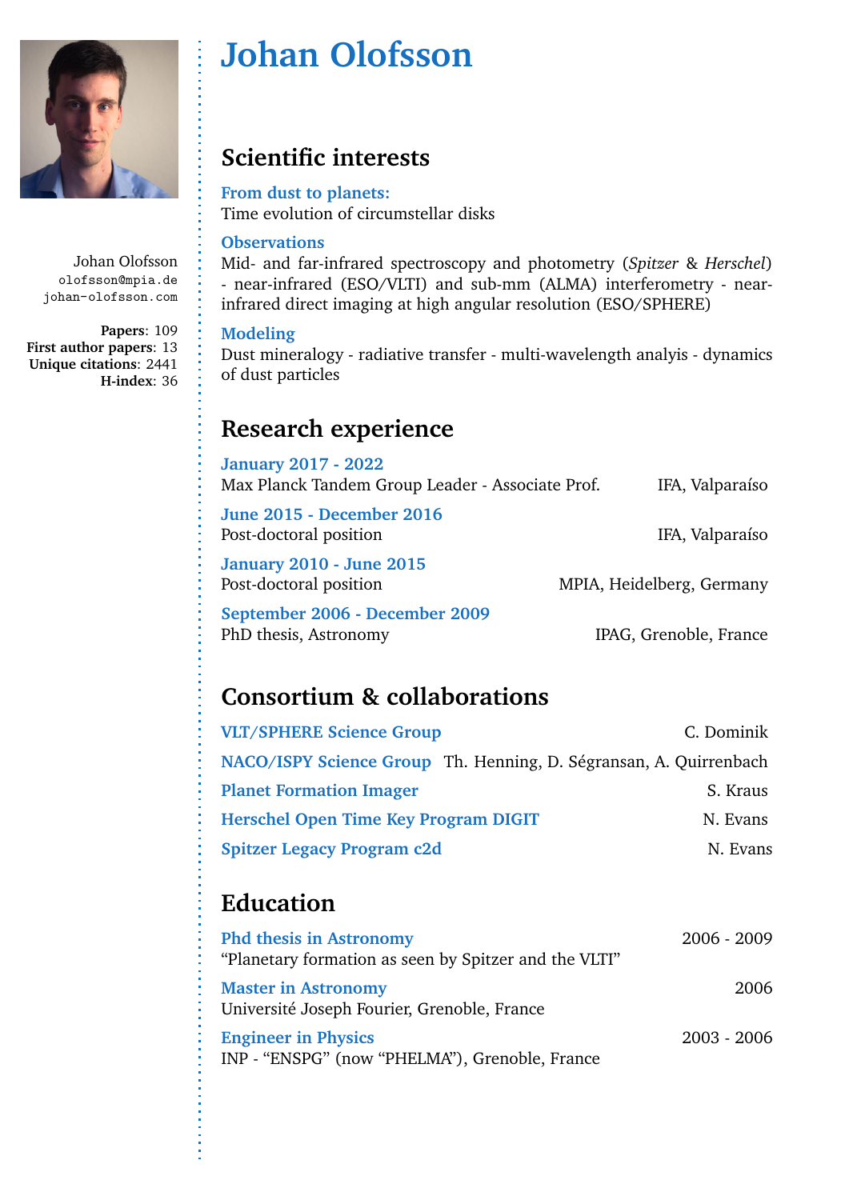# Johan Olofsson

Johan Olofsson
olofsson@mpia.de
johan-olofsson.com

**Papers**: 109
**First author papers**: 13
**Unique citations**: 2441
**H-index**: 36

## Scientific interests

**From dust to planets:**
Time evolution of circumstellar disks

**Observations**
Mid- and far-infrared spectroscopy and photometry (*Spitzer* & *Herschel*) - near-infrared (ESO/VLTI) and sub-mm (ALMA) interferometry - near-infrared direct imaging at high angular resolution (ESO/SPHERE)

**Modeling**
Dust mineralogy - radiative transfer - multi-wavelength analyis - dynamics of dust particles

## Research experience

**January 2017 - 2022**
Max Planck Tandem Group Leader - Associate Prof. — IFA, Valparaíso

**June 2015 - December 2016**
Post-doctoral position — IFA, Valparaíso

**January 2010 - June 2015**
Post-doctoral position — MPIA, Heidelberg, Germany

**September 2006 - December 2009**
PhD thesis, Astronomy — IPAG, Grenoble, France

## Consortium & collaborations

**VLT/SPHERE Science Group** — C. Dominik

**NACO/ISPY Science Group** — Th. Henning, D. Ségransan, A. Quirrenbach

**Planet Formation Imager** — S. Kraus

**Herschel Open Time Key Program DIGIT** — N. Evans

**Spitzer Legacy Program c2d** — N. Evans

## Education

**Phd thesis in Astronomy** — 2006 - 2009
"Planetary formation as seen by Spitzer and the VLTI"

**Master in Astronomy** — 2006
Université Joseph Fourier, Grenoble, France

**Engineer in Physics** — 2003 - 2006
INP - "ENSPG" (now "PHELMA"), Grenoble, France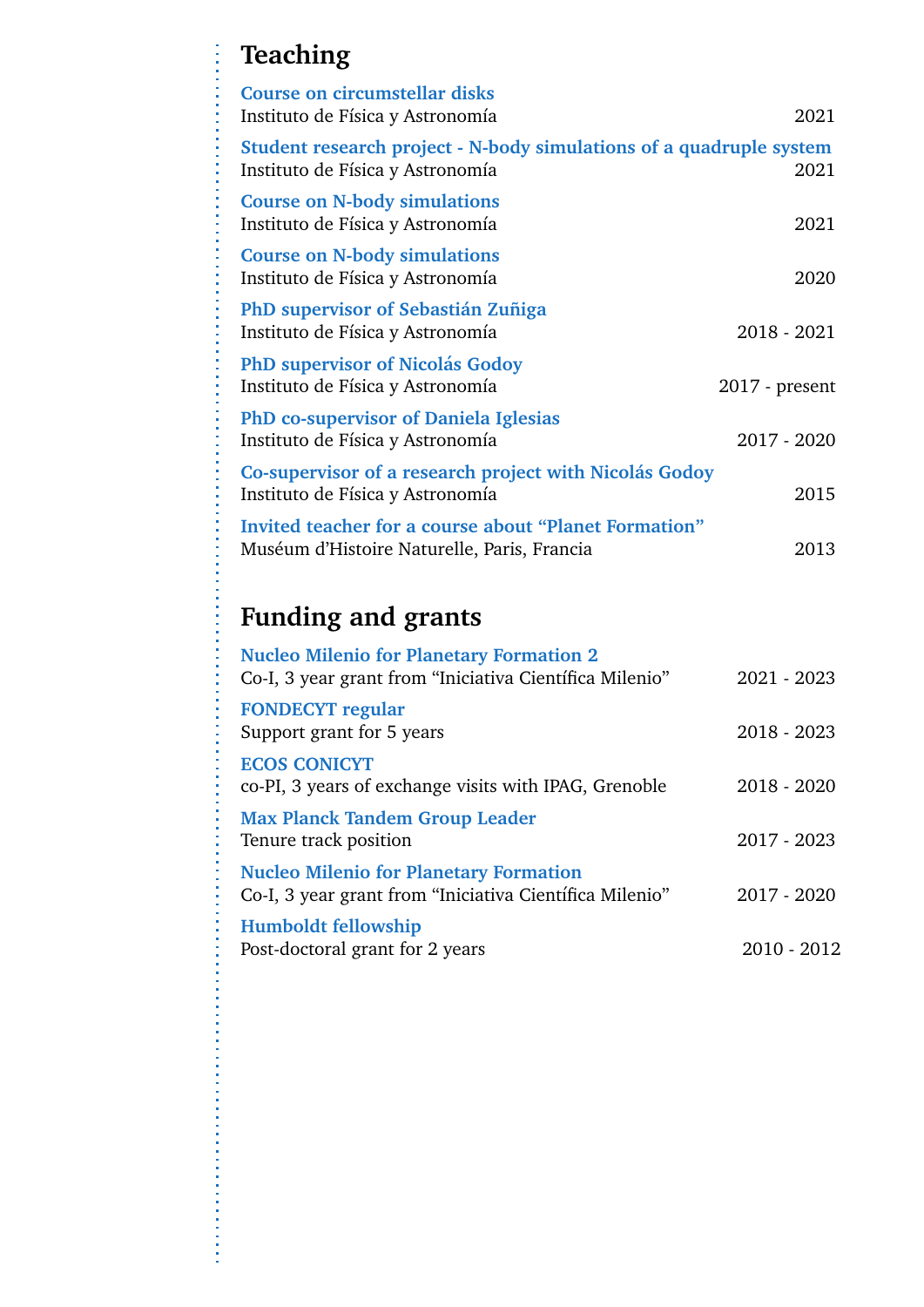## Teaching

**Course on circumstellar disks**
Instituto de Física y Astronomía — 2021

**Student research project - N-body simulations of a quadruple system**
Instituto de Física y Astronomía — 2021

**Course on N-body simulations**
Instituto de Física y Astronomía — 2021

**Course on N-body simulations**
Instituto de Física y Astronomía — 2020

**PhD supervisor of Sebastián Zuñiga**
Instituto de Física y Astronomía — 2018 - 2021

**PhD supervisor of Nicolás Godoy**
Instituto de Física y Astronomía — 2017 - present

**PhD co-supervisor of Daniela Iglesias**
Instituto de Física y Astronomía — 2017 - 2020

**Co-supervisor of a research project with Nicolás Godoy**
Instituto de Física y Astronomía — 2015

**Invited teacher for a course about “Planet Formation”**
Muséum d’Histoire Naturelle, Paris, Francia — 2013

## Funding and grants

**Nucleo Milenio for Planetary Formation 2**
Co-I, 3 year grant from “Iniciativa Científica Milenio” — 2021 - 2023

**FONDECYT regular**
Support grant for 5 years — 2018 - 2023

**ECOS CONICYT**
co-PI, 3 years of exchange visits with IPAG, Grenoble — 2018 - 2020

**Max Planck Tandem Group Leader**
Tenure track position — 2017 - 2023

**Nucleo Milenio for Planetary Formation**
Co-I, 3 year grant from “Iniciativa Científica Milenio” — 2017 - 2020

**Humboldt fellowship**
Post-doctoral grant for 2 years — 2010 - 2012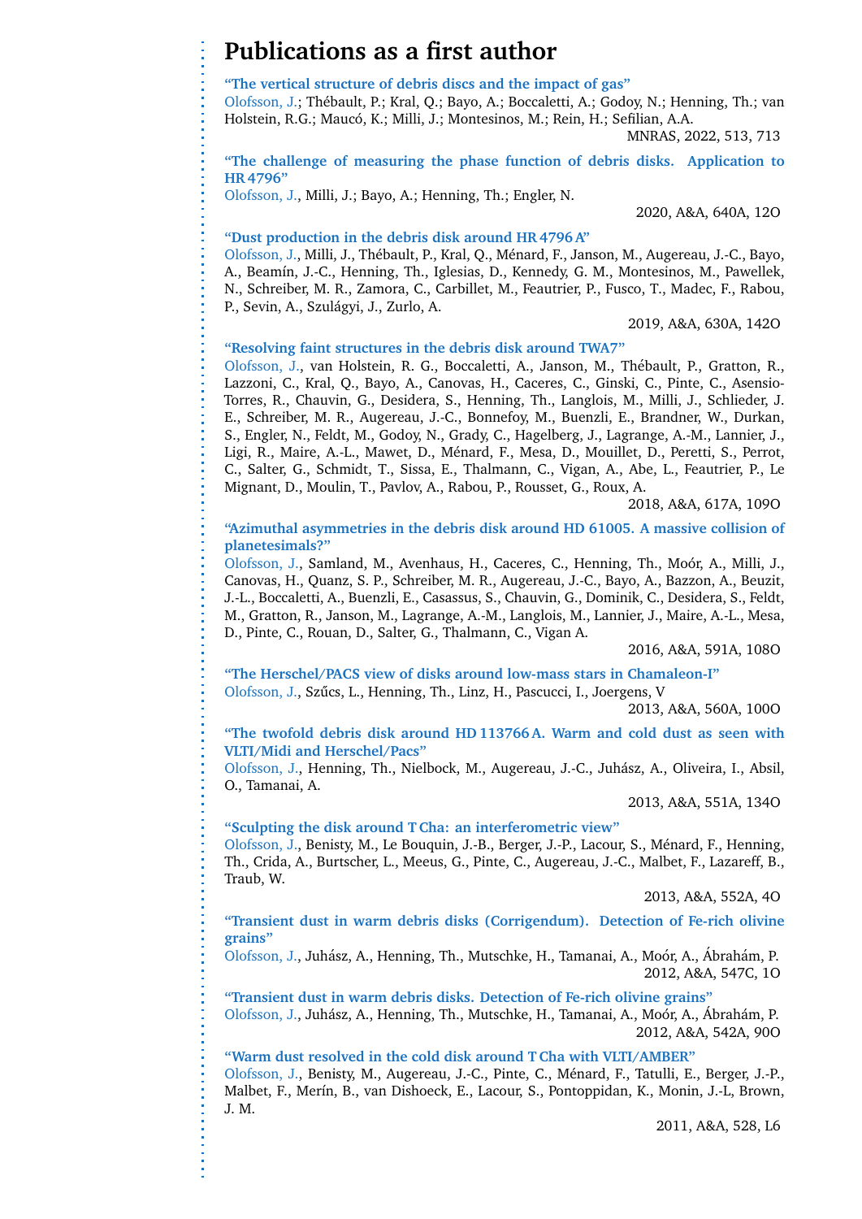# Publications as a first author

**"The vertical structure of debris discs and the impact of gas"**
Olofsson, J.; Thébault, P.; Kral, Q.; Bayo, A.; Boccaletti, A.; Godoy, N.; Henning, Th.; van Holstein, R.G.; Maucó, K.; Milli, J.; Montesinos, M.; Rein, H.; Sefilian, A.A.
MNRAS, 2022, 513, 713

**"The challenge of measuring the phase function of debris disks. Application to HR 4796"**
Olofsson, J., Milli, J.; Bayo, A.; Henning, Th.; Engler, N.
2020, A&A, 640A, 12O

**"Dust production in the debris disk around HR 4796 A"**
Olofsson, J., Milli, J., Thébault, P., Kral, Q., Ménard, F., Janson, M., Augereau, J.-C., Bayo, A., Beamín, J.-C., Henning, Th., Iglesias, D., Kennedy, G. M., Montesinos, M., Pawellek, N., Schreiber, M. R., Zamora, C., Carbillet, M., Feautrier, P., Fusco, T., Madec, F., Rabou, P., Sevin, A., Szulágyi, J., Zurlo, A.
2019, A&A, 630A, 142O

**"Resolving faint structures in the debris disk around TWA7"**
Olofsson, J., van Holstein, R. G., Boccaletti, A., Janson, M., Thébault, P., Gratton, R., Lazzoni, C., Kral, Q., Bayo, A., Canovas, H., Caceres, C., Ginski, C., Pinte, C., Asensio-Torres, R., Chauvin, G., Desidera, S., Henning, Th., Langlois, M., Milli, J., Schlieder, J. E., Schreiber, M. R., Augereau, J.-C., Bonnefoy, M., Buenzli, E., Brandner, W., Durkan, S., Engler, N., Feldt, M., Godoy, N., Grady, C., Hagelberg, J., Lagrange, A.-M., Lannier, J., Ligi, R., Maire, A.-L., Mawet, D., Ménard, F., Mesa, D., Mouillet, D., Peretti, S., Perrot, C., Salter, G., Schmidt, T., Sissa, E., Thalmann, C., Vigan, A., Abe, L., Feautrier, P., Le Mignant, D., Moulin, T., Pavlov, A., Rabou, P., Rousset, G., Roux, A.
2018, A&A, 617A, 109O

**"Azimuthal asymmetries in the debris disk around HD 61005. A massive collision of planetesimals?"**
Olofsson, J., Samland, M., Avenhaus, H., Caceres, C., Henning, Th., Moór, A., Milli, J., Canovas, H., Quanz, S. P., Schreiber, M. R., Augereau, J.-C., Bayo, A., Bazzon, A., Beuzit, J.-L., Boccaletti, A., Buenzli, E., Casassus, S., Chauvin, G., Dominik, C., Desidera, S., Feldt, M., Gratton, R., Janson, M., Lagrange, A.-M., Langlois, M., Lannier, J., Maire, A.-L., Mesa, D., Pinte, C., Rouan, D., Salter, G., Thalmann, C., Vigan A.
2016, A&A, 591A, 108O

**"The Herschel/PACS view of disks around low-mass stars in Chamaleon-I"**
Olofsson, J., Szűcs, L., Henning, Th., Linz, H., Pascucci, I., Joergens, V
2013, A&A, 560A, 100O

**"The twofold debris disk around HD 113766 A. Warm and cold dust as seen with VLTI/Midi and Herschel/Pacs"**
Olofsson, J., Henning, Th., Nielbock, M., Augereau, J.-C., Juhász, A., Oliveira, I., Absil, O., Tamanai, A.
2013, A&A, 551A, 134O

**"Sculpting the disk around T Cha: an interferometric view"**
Olofsson, J., Benisty, M., Le Bouquin, J.-B., Berger, J.-P., Lacour, S., Ménard, F., Henning, Th., Crida, A., Burtscher, L., Meeus, G., Pinte, C., Augereau, J.-C., Malbet, F., Lazareff, B., Traub, W.
2013, A&A, 552A, 4O

**"Transient dust in warm debris disks (Corrigendum). Detection of Fe-rich olivine grains"**
Olofsson, J., Juhász, A., Henning, Th., Mutschke, H., Tamanai, A., Moór, A., Ábrahám, P.
2012, A&A, 547C, 1O

**"Transient dust in warm debris disks. Detection of Fe-rich olivine grains"**
Olofsson, J., Juhász, A., Henning, Th., Mutschke, H., Tamanai, A., Moór, A., Ábrahám, P.
2012, A&A, 542A, 90O

**"Warm dust resolved in the cold disk around T Cha with VLTI/AMBER"**
Olofsson, J., Benisty, M., Augereau, J.-C., Pinte, C., Ménard, F., Tatulli, E., Berger, J.-P., Malbet, F., Merín, B., van Dishoeck, E., Lacour, S., Pontoppidan, K., Monin, J.-L, Brown, J. M.
2011, A&A, 528, L6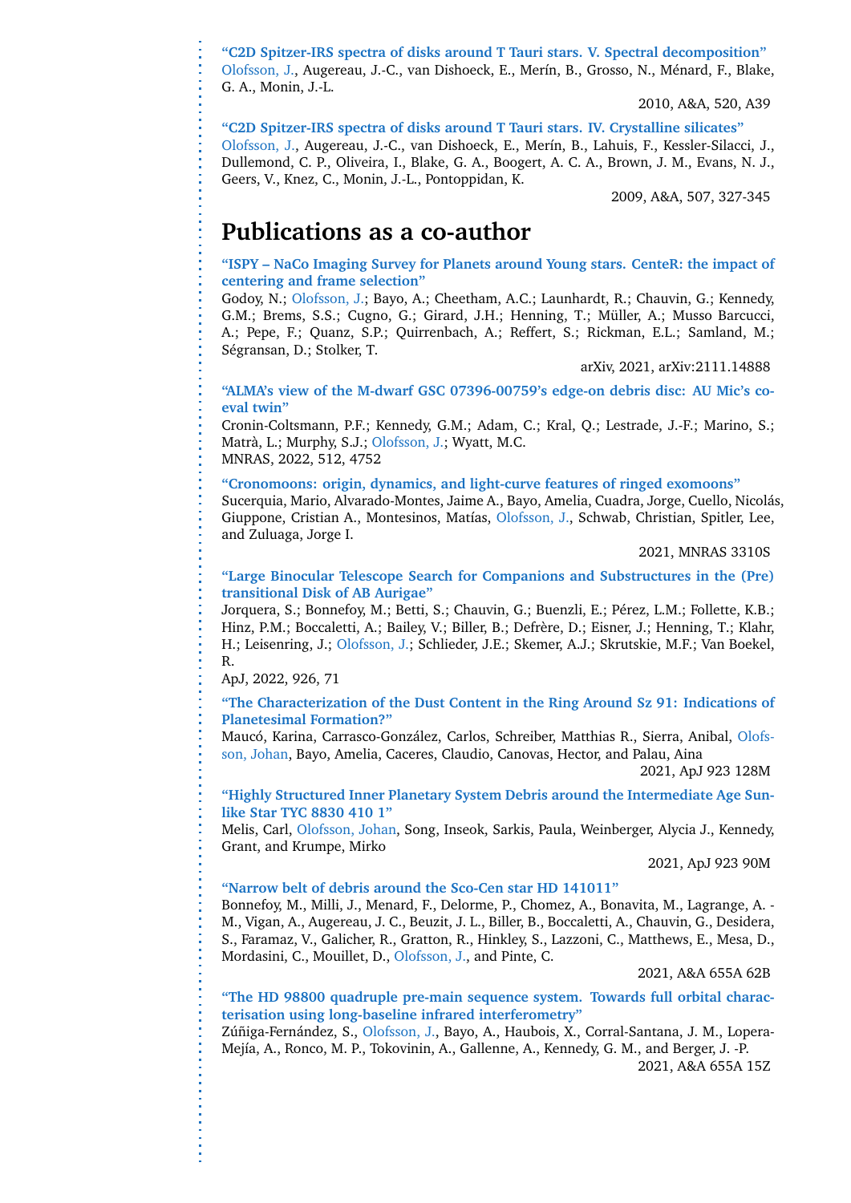**"C2D Spitzer-IRS spectra of disks around T Tauri stars. V. Spectral decomposition"**
Olofsson, J., Augereau, J.-C., van Dishoeck, E., Merín, B., Grosso, N., Ménard, F., Blake, G. A., Monin, J.-L.

2010, A&A, 520, A39

**"C2D Spitzer-IRS spectra of disks around T Tauri stars. IV. Crystalline silicates"**
Olofsson, J., Augereau, J.-C., van Dishoeck, E., Merín, B., Lahuis, F., Kessler-Silacci, J., Dullemond, C. P., Oliveira, I., Blake, G. A., Boogert, A. C. A., Brown, J. M., Evans, N. J., Geers, V., Knez, C., Monin, J.-L., Pontoppidan, K.

2009, A&A, 507, 327-345

# Publications as a co-author

**"ISPY – NaCo Imaging Survey for Planets around Young stars. CenteR: the impact of centering and frame selection"**
Godoy, N.; Olofsson, J.; Bayo, A.; Cheetham, A.C.; Launhardt, R.; Chauvin, G.; Kennedy, G.M.; Brems, S.S.; Cugno, G.; Girard, J.H.; Henning, T.; Müller, A.; Musso Barcucci, A.; Pepe, F.; Quanz, S.P.; Quirrenbach, A.; Reffert, S.; Rickman, E.L.; Samland, M.; Ségransan, D.; Stolker, T.

arXiv, 2021, arXiv:2111.14888

**"ALMA's view of the M-dwarf GSC 07396-00759's edge-on debris disc: AU Mic's coeval twin"**
Cronin-Coltsmann, P.F.; Kennedy, G.M.; Adam, C.; Kral, Q.; Lestrade, J.-F.; Marino, S.; Matrà, L.; Murphy, S.J.; Olofsson, J.; Wyatt, M.C.
MNRAS, 2022, 512, 4752

**"Cronomoons: origin, dynamics, and light-curve features of ringed exomoons"**
Sucerquia, Mario, Alvarado-Montes, Jaime A., Bayo, Amelia, Cuadra, Jorge, Cuello, Nicolás, Giuppone, Cristian A., Montesinos, Matías, Olofsson, J., Schwab, Christian, Spitler, Lee, and Zuluaga, Jorge I.

2021, MNRAS 3310S

**"Large Binocular Telescope Search for Companions and Substructures in the (Pre) transitional Disk of AB Aurigae"**
Jorquera, S.; Bonnefoy, M.; Betti, S.; Chauvin, G.; Buenzli, E.; Pérez, L.M.; Follette, K.B.; Hinz, P.M.; Boccaletti, A.; Bailey, V.; Biller, B.; Defrère, D.; Eisner, J.; Henning, T.; Klahr, H.; Leisenring, J.; Olofsson, J.; Schlieder, J.E.; Skemer, A.J.; Skrutskie, M.F.; Van Boekel, R.
ApJ, 2022, 926, 71

**"The Characterization of the Dust Content in the Ring Around Sz 91: Indications of Planetesimal Formation?"**
Maucó, Karina, Carrasco-González, Carlos, Schreiber, Matthias R., Sierra, Anibal, Olofsson, Johan, Bayo, Amelia, Caceres, Claudio, Canovas, Hector, and Palau, Aina

2021, ApJ 923 128M

**"Highly Structured Inner Planetary System Debris around the Intermediate Age Sun-like Star TYC 8830 410 1"**
Melis, Carl, Olofsson, Johan, Song, Inseok, Sarkis, Paula, Weinberger, Alycia J., Kennedy, Grant, and Krumpe, Mirko

2021, ApJ 923 90M

**"Narrow belt of debris around the Sco-Cen star HD 141011"**
Bonnefoy, M., Milli, J., Menard, F., Delorme, P., Chomez, A., Bonavita, M., Lagrange, A. -M., Vigan, A., Augereau, J. C., Beuzit, J. L., Biller, B., Boccaletti, A., Chauvin, G., Desidera, S., Faramaz, V., Galicher, R., Gratton, R., Hinkley, S., Lazzoni, C., Matthews, E., Mesa, D., Mordasini, C., Mouillet, D., Olofsson, J., and Pinte, C.

2021, A&A 655A 62B

**"The HD 98800 quadruple pre-main sequence system. Towards full orbital characterisation using long-baseline infrared interferometry"**
Zúñiga-Fernández, S., Olofsson, J., Bayo, A., Haubois, X., Corral-Santana, J. M., Lopera-Mejía, A., Ronco, M. P., Tokovinin, A., Gallenne, A., Kennedy, G. M., and Berger, J. -P.

2021, A&A 655A 15Z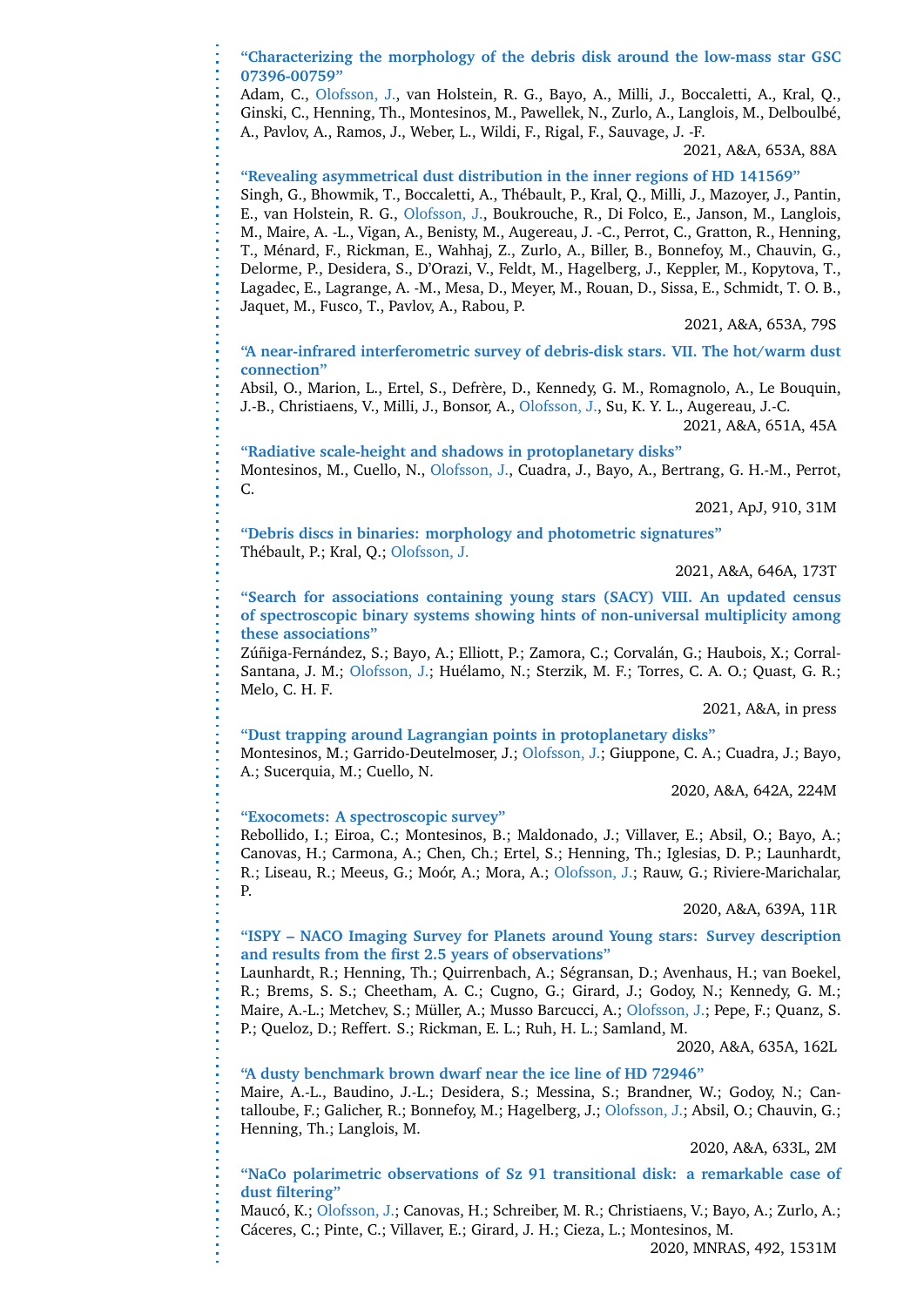**“Characterizing the morphology of the debris disk around the low-mass star GSC 07396-00759”**
Adam, C., Olofsson, J., van Holstein, R. G., Bayo, A., Milli, J., Boccaletti, A., Kral, Q., Ginski, C., Henning, Th., Montesinos, M., Pawellek, N., Zurlo, A., Langlois, M., Delboulbé, A., Pavlov, A., Ramos, J., Weber, L., Wildi, F., Rigal, F., Sauvage, J. -F.
2021, A&A, 653A, 88A

**“Revealing asymmetrical dust distribution in the inner regions of HD 141569”**
Singh, G., Bhowmik, T., Boccaletti, A., Thébault, P., Kral, Q., Milli, J., Mazoyer, J., Pantin, E., van Holstein, R. G., Olofsson, J., Boukrouche, R., Di Folco, E., Janson, M., Langlois, M., Maire, A. -L., Vigan, A., Benisty, M., Augereau, J. -C., Perrot, C., Gratton, R., Henning, T., Ménard, F., Rickman, E., Wahhaj, Z., Zurlo, A., Biller, B., Bonnefoy, M., Chauvin, G., Delorme, P., Desidera, S., D’Orazi, V., Feldt, M., Hagelberg, J., Keppler, M., Kopytova, T., Lagadec, E., Lagrange, A. -M., Mesa, D., Meyer, M., Rouan, D., Sissa, E., Schmidt, T. O. B., Jaquet, M., Fusco, T., Pavlov, A., Rabou, P.
2021, A&A, 653A, 79S

**“A near-infrared interferometric survey of debris-disk stars. VII. The hot/warm dust connection”**
Absil, O., Marion, L., Ertel, S., Defrère, D., Kennedy, G. M., Romagnolo, A., Le Bouquin, J.-B., Christiaens, V., Milli, J., Bonsor, A., Olofsson, J., Su, K. Y. L., Augereau, J.-C.
2021, A&A, 651A, 45A

**“Radiative scale-height and shadows in protoplanetary disks”**
Montesinos, M., Cuello, N., Olofsson, J., Cuadra, J., Bayo, A., Bertrang, G. H.-M., Perrot, C.
2021, ApJ, 910, 31M

**“Debris discs in binaries: morphology and photometric signatures”**
Thébault, P.; Kral, Q.; Olofsson, J.
2021, A&A, 646A, 173T

**“Search for associations containing young stars (SACY) VIII. An updated census of spectroscopic binary systems showing hints of non-universal multiplicity among these associations”**
Zúñiga-Fernández, S.; Bayo, A.; Elliott, P.; Zamora, C.; Corvalán, G.; Haubois, X.; Corral-Santana, J. M.; Olofsson, J.; Huélamo, N.; Sterzik, M. F.; Torres, C. A. O.; Quast, G. R.; Melo, C. H. F.
2021, A&A, in press

**“Dust trapping around Lagrangian points in protoplanetary disks”**
Montesinos, M.; Garrido-Deutelmoser, J.; Olofsson, J.; Giuppone, C. A.; Cuadra, J.; Bayo, A.; Sucerquia, M.; Cuello, N.
2020, A&A, 642A, 224M

**“Exocomets: A spectroscopic survey”**
Rebollido, I.; Eiroa, C.; Montesinos, B.; Maldonado, J.; Villaver, E.; Absil, O.; Bayo, A.; Canovas, H.; Carmona, A.; Chen, Ch.; Ertel, S.; Henning, Th.; Iglesias, D. P.; Launhardt, R.; Liseau, R.; Meeus, G.; Moór, A.; Mora, A.; Olofsson, J.; Rauw, G.; Riviere-Marichalar, P.
2020, A&A, 639A, 11R

**“ISPY – NACO Imaging Survey for Planets around Young stars: Survey description and results from the first 2.5 years of observations”**
Launhardt, R.; Henning, Th.; Quirrenbach, A.; Ségransan, D.; Avenhaus, H.; van Boekel, R.; Brems, S. S.; Cheetham, A. C.; Cugno, G.; Girard, J.; Godoy, N.; Kennedy, G. M.; Maire, A.-L.; Metchev, S.; Müller, A.; Musso Barcucci, A.; Olofsson, J.; Pepe, F.; Quanz, S. P.; Queloz, D.; Reffert. S.; Rickman, E. L.; Ruh, H. L.; Samland, M.
2020, A&A, 635A, 162L

**“A dusty benchmark brown dwarf near the ice line of HD 72946”**
Maire, A.-L., Baudino, J.-L.; Desidera, S.; Messina, S.; Brandner, W.; Godoy, N.; Cantalloube, F.; Galicher, R.; Bonnefoy, M.; Hagelberg, J.; Olofsson, J.; Absil, O.; Chauvin, G.; Henning, Th.; Langlois, M.
2020, A&A, 633L, 2M

**“NaCo polarimetric observations of Sz 91 transitional disk: a remarkable case of dust filtering”**
Maucó, K.; Olofsson, J.; Canovas, H.; Schreiber, M. R.; Christiaens, V.; Bayo, A.; Zurlo, A.; Cáceres, C.; Pinte, C.; Villaver, E.; Girard, J. H.; Cieza, L.; Montesinos, M.
2020, MNRAS, 492, 1531M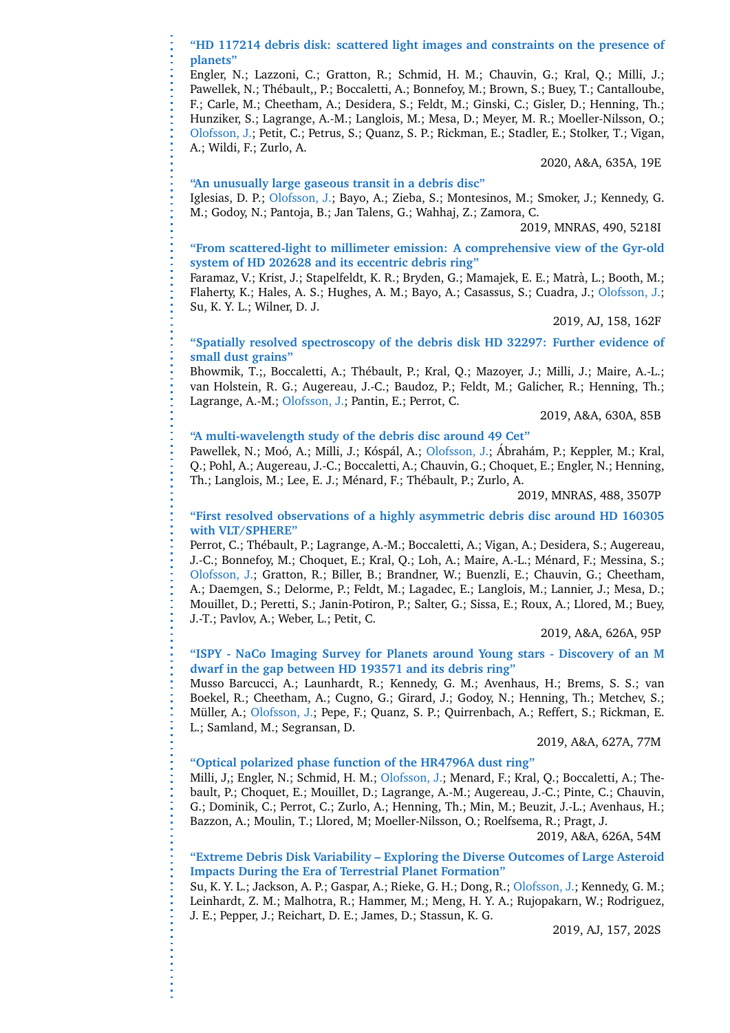**"HD 117214 debris disk: scattered light images and constraints on the presence of planets"**
Engler, N.; Lazzoni, C.; Gratton, R.; Schmid, H. M.; Chauvin, G.; Kral, Q.; Milli, J.; Pawellek, N.; Thébault,, P.; Boccaletti, A.; Bonnefoy, M.; Brown, S.; Buey, T.; Cantalloube, F.; Carle, M.; Cheetham, A.; Desidera, S.; Feldt, M.; Ginski, C.; Gisler, D.; Henning, Th.; Hunziker, S.; Lagrange, A.-M.; Langlois, M.; Mesa, D.; Meyer, M. R.; Moeller-Nilsson, O.; Olofsson, J.; Petit, C.; Petrus, S.; Quanz, S. P.; Rickman, E.; Stadler, E.; Stolker, T.; Vigan, A.; Wildi, F.; Zurlo, A.

2020, A&A, 635A, 19E

**"An unusually large gaseous transit in a debris disc"**
Iglesias, D. P.; Olofsson, J.; Bayo, A.; Zieba, S.; Montesinos, M.; Smoker, J.; Kennedy, G. M.; Godoy, N.; Pantoja, B.; Jan Talens, G.; Wahhaj, Z.; Zamora, C.

2019, MNRAS, 490, 5218I

**"From scattered-light to millimeter emission: A comprehensive view of the Gyr-old system of HD 202628 and its eccentric debris ring"**
Faramaz, V.; Krist, J.; Stapelfeldt, K. R.; Bryden, G.; Mamajek, E. E.; Matrà, L.; Booth, M.; Flaherty, K.; Hales, A. S.; Hughes, A. M.; Bayo, A.; Casassus, S.; Cuadra, J.; Olofsson, J.; Su, K. Y. L.; Wilner, D. J.

2019, AJ, 158, 162F

**"Spatially resolved spectroscopy of the debris disk HD 32297: Further evidence of small dust grains"**
Bhowmik, T.;, Boccaletti, A.; Thébault, P.; Kral, Q.; Mazoyer, J.; Milli, J.; Maire, A.-L.; van Holstein, R. G.; Augereau, J.-C.; Baudoz, P.; Feldt, M.; Galicher, R.; Henning, Th.; Lagrange, A.-M.; Olofsson, J.; Pantin, E.; Perrot, C.

2019, A&A, 630A, 85B

**"A multi-wavelength study of the debris disc around 49 Cet"**
Pawellek, N.; Moó, A.; Milli, J.; Kóspál, A.; Olofsson, J.; Ábrahám, P.; Keppler, M.; Kral, Q.; Pohl, A.; Augereau, J.-C.; Boccaletti, A.; Chauvin, G.; Choquet, E.; Engler, N.; Henning, Th.; Langlois, M.; Lee, E. J.; Ménard, F.; Thébault, P.; Zurlo, A.

2019, MNRAS, 488, 3507P

**"First resolved observations of a highly asymmetric debris disc around HD 160305 with VLT/SPHERE"**
Perrot, C.; Thébault, P.; Lagrange, A.-M.; Boccaletti, A.; Vigan, A.; Desidera, S.; Augereau, J.-C.; Bonnefoy, M.; Choquet, E.; Kral, Q.; Loh, A.; Maire, A.-L.; Ménard, F.; Messina, S.; Olofsson, J.; Gratton, R.; Biller, B.; Brandner, W.; Buenzli, E.; Chauvin, G.; Cheetham, A.; Daemgen, S.; Delorme, P.; Feldt, M.; Lagadec, E.; Langlois, M.; Lannier, J.; Mesa, D.; Mouillet, D.; Peretti, S.; Janin-Potiron, P.; Salter, G.; Sissa, E.; Roux, A.; Llored, M.; Buey, J.-T.; Pavlov, A.; Weber, L.; Petit, C.

2019, A&A, 626A, 95P

**"ISPY - NaCo Imaging Survey for Planets around Young stars - Discovery of an M dwarf in the gap between HD 193571 and its debris ring"**
Musso Barcucci, A.; Launhardt, R.; Kennedy, G. M.; Avenhaus, H.; Brems, S. S.; van Boekel, R.; Cheetham, A.; Cugno, G.; Girard, J.; Godoy, N.; Henning, Th.; Metchev, S.; Müller, A.; Olofsson, J.; Pepe, F.; Quanz, S. P.; Quirrenbach, A.; Reffert, S.; Rickman, E. L.; Samland, M.; Segransan, D.

2019, A&A, 627A, 77M

**"Optical polarized phase function of the HR4796A dust ring"**
Milli, J,; Engler, N.; Schmid, H. M.; Olofsson, J.; Menard, F.; Kral, Q.; Boccaletti, A.; Thebault, P.; Choquet, E.; Mouillet, D.; Lagrange, A.-M.; Augereau, J.-C.; Pinte, C.; Chauvin, G.; Dominik, C.; Perrot, C.; Zurlo, A.; Henning, Th.; Min, M.; Beuzit, J.-L.; Avenhaus, H.; Bazzon, A.; Moulin, T.; Llored, M; Moeller-Nilsson, O.; Roelfsema, R.; Pragt, J.

2019, A&A, 626A, 54M

**"Extreme Debris Disk Variability – Exploring the Diverse Outcomes of Large Asteroid Impacts During the Era of Terrestrial Planet Formation"**
Su, K. Y. L.; Jackson, A. P.; Gaspar, A.; Rieke, G. H.; Dong, R.; Olofsson, J.; Kennedy, G. M.; Leinhardt, Z. M.; Malhotra, R.; Hammer, M.; Meng, H. Y. A.; Rujopakarn, W.; Rodriguez, J. E.; Pepper, J.; Reichart, D. E.; James, D.; Stassun, K. G.

2019, AJ, 157, 202S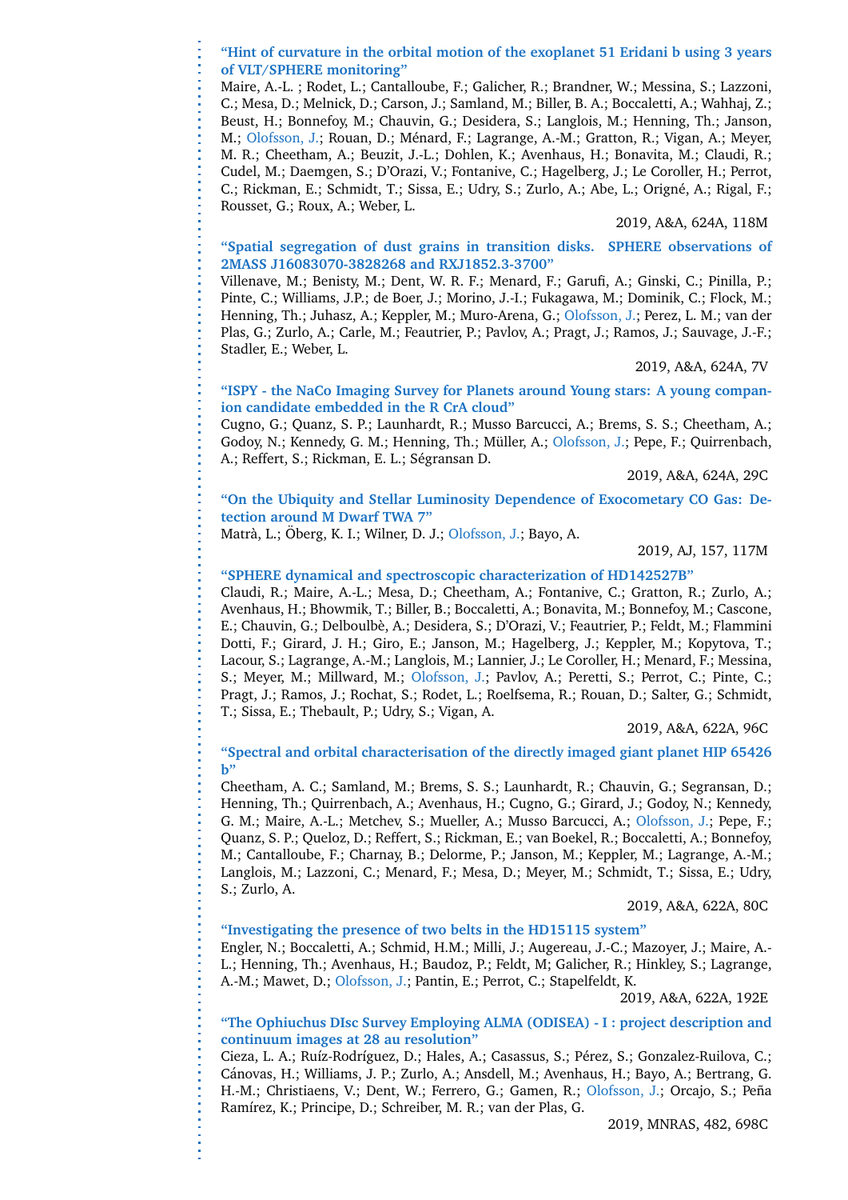**“Hint of curvature in the orbital motion of the exoplanet 51 Eridani b using 3 years of VLT/SPHERE monitoring”**

Maire, A.-L. ; Rodet, L.; Cantalloube, F.; Galicher, R.; Brandner, W.; Messina, S.; Lazzoni, C.; Mesa, D.; Melnick, D.; Carson, J.; Samland, M.; Biller, B. A.; Boccaletti, A.; Wahhaj, Z.; Beust, H.; Bonnefoy, M.; Chauvin, G.; Desidera, S.; Langlois, M.; Henning, Th.; Janson, M.; Olofsson, J.; Rouan, D.; Ménard, F.; Lagrange, A.-M.; Gratton, R.; Vigan, A.; Meyer, M. R.; Cheetham, A.; Beuzit, J.-L.; Dohlen, K.; Avenhaus, H.; Bonavita, M.; Claudi, R.; Cudel, M.; Daemgen, S.; D’Orazi, V.; Fontanive, C.; Hagelberg, J.; Le Coroller, H.; Perrot, C.; Rickman, E.; Schmidt, T.; Sissa, E.; Udry, S.; Zurlo, A.; Abe, L.; Origné, A.; Rigal, F.; Rousset, G.; Roux, A.; Weber, L.

2019, A&A, 624A, 118M

**“Spatial segregation of dust grains in transition disks. SPHERE observations of 2MASS J16083070-3828268 and RXJ1852.3-3700”**

Villenave, M.; Benisty, M.; Dent, W. R. F.; Menard, F.; Garufi, A.; Ginski, C.; Pinilla, P.; Pinte, C.; Williams, J.P.; de Boer, J.; Morino, J.-I.; Fukagawa, M.; Dominik, C.; Flock, M.; Henning, Th.; Juhasz, A.; Keppler, M.; Muro-Arena, G.; Olofsson, J.; Perez, L. M.; van der Plas, G.; Zurlo, A.; Carle, M.; Feautrier, P.; Pavlov, A.; Pragt, J.; Ramos, J.; Sauvage, J.-F.; Stadler, E.; Weber, L.

2019, A&A, 624A, 7V

**“ISPY - the NaCo Imaging Survey for Planets around Young stars: A young companion candidate embedded in the R CrA cloud”**

Cugno, G.; Quanz, S. P.; Launhardt, R.; Musso Barcucci, A.; Brems, S. S.; Cheetham, A.; Godoy, N.; Kennedy, G. M.; Henning, Th.; Müller, A.; Olofsson, J.; Pepe, F.; Quirrenbach, A.; Reffert, S.; Rickman, E. L.; Ségransan D.

2019, A&A, 624A, 29C

**“On the Ubiquity and Stellar Luminosity Dependence of Exocometary CO Gas: Detection around M Dwarf TWA 7”**

Matrà, L.; Öberg, K. I.; Wilner, D. J.; Olofsson, J.; Bayo, A.

2019, AJ, 157, 117M

**“SPHERE dynamical and spectroscopic characterization of HD142527B”**

Claudi, R.; Maire, A.-L.; Mesa, D.; Cheetham, A.; Fontanive, C.; Gratton, R.; Zurlo, A.; Avenhaus, H.; Bhowmik, T.; Biller, B.; Boccaletti, A.; Bonavita, M.; Bonnefoy, M.; Cascone, E.; Chauvin, G.; Delboulbè, A.; Desidera, S.; D’Orazi, V.; Feautrier, P.; Feldt, M.; Flammini Dotti, F.; Girard, J. H.; Giro, E.; Janson, M.; Hagelberg, J.; Keppler, M.; Kopytova, T.; Lacour, S.; Lagrange, A.-M.; Langlois, M.; Lannier, J.; Le Coroller, H.; Menard, F.; Messina, S.; Meyer, M.; Millward, M.; Olofsson, J.; Pavlov, A.; Peretti, S.; Perrot, C.; Pinte, C.; Pragt, J.; Ramos, J.; Rochat, S.; Rodet, L.; Roelfsema, R.; Rouan, D.; Salter, G.; Schmidt, T.; Sissa, E.; Thebault, P.; Udry, S.; Vigan, A.

2019, A&A, 622A, 96C

**“Spectral and orbital characterisation of the directly imaged giant planet HIP 65426 b”**

Cheetham, A. C.; Samland, M.; Brems, S. S.; Launhardt, R.; Chauvin, G.; Segransan, D.; Henning, Th.; Quirrenbach, A.; Avenhaus, H.; Cugno, G.; Girard, J.; Godoy, N.; Kennedy, G. M.; Maire, A.-L.; Metchev, S.; Mueller, A.; Musso Barcucci, A.; Olofsson, J.; Pepe, F.; Quanz, S. P.; Queloz, D.; Reffert, S.; Rickman, E.; van Boekel, R.; Boccaletti, A.; Bonnefoy, M.; Cantalloube, F.; Charnay, B.; Delorme, P.; Janson, M.; Keppler, M.; Lagrange, A.-M.; Langlois, M.; Lazzoni, C.; Menard, F.; Mesa, D.; Meyer, M.; Schmidt, T.; Sissa, E.; Udry, S.; Zurlo, A.

2019, A&A, 622A, 80C

**“Investigating the presence of two belts in the HD15115 system”**

Engler, N.; Boccaletti, A.; Schmid, H.M.; Milli, J.; Augereau, J.-C.; Mazoyer, J.; Maire, A.-L.; Henning, Th.; Avenhaus, H.; Baudoz, P.; Feldt, M; Galicher, R.; Hinkley, S.; Lagrange, A.-M.; Mawet, D.; Olofsson, J.; Pantin, E.; Perrot, C.; Stapelfeldt, K.

2019, A&A, 622A, 192E

**“The Ophiuchus DIsc Survey Employing ALMA (ODISEA) - I : project description and continuum images at 28 au resolution”**

Cieza, L. A.; Ruíz-Rodríguez, D.; Hales, A.; Casassus, S.; Pérez, S.; Gonzalez-Ruilova, C.; Cánovas, H.; Williams, J. P.; Zurlo, A.; Ansdell, M.; Avenhaus, H.; Bayo, A.; Bertrang, G. H.-M.; Christiaens, V.; Dent, W.; Ferrero, G.; Gamen, R.; Olofsson, J.; Orcajo, S.; Peña Ramírez, K.; Principe, D.; Schreiber, M. R.; van der Plas, G.

2019, MNRAS, 482, 698C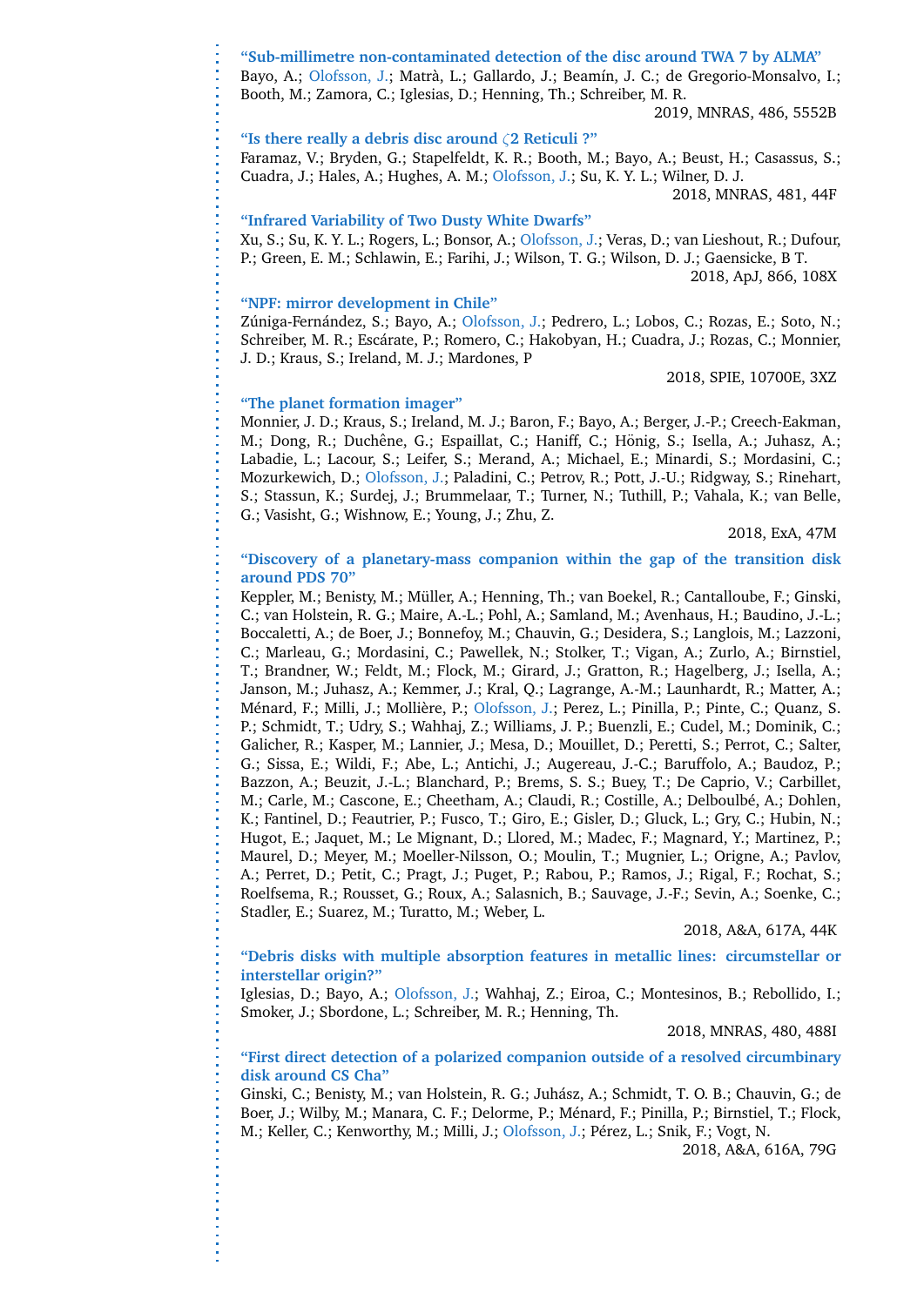**“Sub-millimetre non-contaminated detection of the disc around TWA 7 by ALMA”**
Bayo, A.; Olofsson, J.; Matrà, L.; Gallardo, J.; Beamín, J. C.; de Gregorio-Monsalvo, I.; Booth, M.; Zamora, C.; Iglesias, D.; Henning, Th.; Schreiber, M. R.
2019, MNRAS, 486, 5552B

**“Is there really a debris disc around $\zeta$2 Reticuli ?”**
Faramaz, V.; Bryden, G.; Stapelfeldt, K. R.; Booth, M.; Bayo, A.; Beust, H.; Casassus, S.; Cuadra, J.; Hales, A.; Hughes, A. M.; Olofsson, J.; Su, K. Y. L.; Wilner, D. J.
2018, MNRAS, 481, 44F

**“Infrared Variability of Two Dusty White Dwarfs”**
Xu, S.; Su, K. Y. L.; Rogers, L.; Bonsor, A.; Olofsson, J.; Veras, D.; van Lieshout, R.; Dufour, P.; Green, E. M.; Schlawin, E.; Farihi, J.; Wilson, T. G.; Wilson, D. J.; Gaensicke, B T.
2018, ApJ, 866, 108X

**“NPF: mirror development in Chile”**
Zúniga-Fernández, S.; Bayo, A.; Olofsson, J.; Pedrero, L.; Lobos, C.; Rozas, E.; Soto, N.; Schreiber, M. R.; Escárate, P.; Romero, C.; Hakobyan, H.; Cuadra, J.; Rozas, C.; Monnier, J. D.; Kraus, S.; Ireland, M. J.; Mardones, P
2018, SPIE, 10700E, 3XZ

**“The planet formation imager”**
Monnier, J. D.; Kraus, S.; Ireland, M. J.; Baron, F.; Bayo, A.; Berger, J.-P.; Creech-Eakman, M.; Dong, R.; Duchêne, G.; Espaillat, C.; Haniff, C.; Hönig, S.; Isella, A.; Juhasz, A.; Labadie, L.; Lacour, S.; Leifer, S.; Merand, A.; Michael, E.; Minardi, S.; Mordasini, C.; Mozurkewich, D.; Olofsson, J.; Paladini, C.; Petrov, R.; Pott, J.-U.; Ridgway, S.; Rinehart, S.; Stassun, K.; Surdej, J.; Brummelaar, T.; Turner, N.; Tuthill, P.; Vahala, K.; van Belle, G.; Vasisht, G.; Wishnow, E.; Young, J.; Zhu, Z.
2018, ExA, 47M

**“Discovery of a planetary-mass companion within the gap of the transition disk around PDS 70”**
Keppler, M.; Benisty, M.; Müller, A.; Henning, Th.; van Boekel, R.; Cantalloube, F.; Ginski, C.; van Holstein, R. G.; Maire, A.-L.; Pohl, A.; Samland, M.; Avenhaus, H.; Baudino, J.-L.; Boccaletti, A.; de Boer, J.; Bonnefoy, M.; Chauvin, G.; Desidera, S.; Langlois, M.; Lazzoni, C.; Marleau, G.; Mordasini, C.; Pawellek, N.; Stolker, T.; Vigan, A.; Zurlo, A.; Birnstiel, T.; Brandner, W.; Feldt, M.; Flock, M.; Girard, J.; Gratton, R.; Hagelberg, J.; Isella, A.; Janson, M.; Juhasz, A.; Kemmer, J.; Kral, Q.; Lagrange, A.-M.; Launhardt, R.; Matter, A.; Ménard, F.; Milli, J.; Mollière, P.; Olofsson, J.; Perez, L.; Pinilla, P.; Pinte, C.; Quanz, S. P.; Schmidt, T.; Udry, S.; Wahhaj, Z.; Williams, J. P.; Buenzli, E.; Cudel, M.; Dominik, C.; Galicher, R.; Kasper, M.; Lannier, J.; Mesa, D.; Mouillet, D.; Peretti, S.; Perrot, C.; Salter, G.; Sissa, E.; Wildi, F.; Abe, L.; Antichi, J.; Augereau, J.-C.; Baruffolo, A.; Baudoz, P.; Bazzon, A.; Beuzit, J.-L.; Blanchard, P.; Brems, S. S.; Buey, T.; De Caprio, V.; Carbillet, M.; Carle, M.; Cascone, E.; Cheetham, A.; Claudi, R.; Costille, A.; Delboulbé, A.; Dohlen, K.; Fantinel, D.; Feautrier, P.; Fusco, T.; Giro, E.; Gisler, D.; Gluck, L.; Gry, C.; Hubin, N.; Hugot, E.; Jaquet, M.; Le Mignant, D.; Llored, M.; Madec, F.; Magnard, Y.; Martinez, P.; Maurel, D.; Meyer, M.; Moeller-Nilsson, O.; Moulin, T.; Mugnier, L.; Origne, A.; Pavlov, A.; Perret, D.; Petit, C.; Pragt, J.; Puget, P.; Rabou, P.; Ramos, J.; Rigal, F.; Rochat, S.; Roelfsema, R.; Rousset, G.; Roux, A.; Salasnich, B.; Sauvage, J.-F.; Sevin, A.; Soenke, C.; Stadler, E.; Suarez, M.; Turatto, M.; Weber, L.
2018, A&A, 617A, 44K

**“Debris disks with multiple absorption features in metallic lines: circumstellar or interstellar origin?”**
Iglesias, D.; Bayo, A.; Olofsson, J.; Wahhaj, Z.; Eiroa, C.; Montesinos, B.; Rebollido, I.; Smoker, J.; Sbordone, L.; Schreiber, M. R.; Henning, Th.
2018, MNRAS, 480, 488I

**“First direct detection of a polarized companion outside of a resolved circumbinary disk around CS Cha”**
Ginski, C.; Benisty, M.; van Holstein, R. G.; Juhász, A.; Schmidt, T. O. B.; Chauvin, G.; de Boer, J.; Wilby, M.; Manara, C. F.; Delorme, P.; Ménard, F.; Pinilla, P.; Birnstiel, T.; Flock, M.; Keller, C.; Kenworthy, M.; Milli, J.; Olofsson, J.; Pérez, L.; Snik, F.; Vogt, N.
2018, A&A, 616A, 79G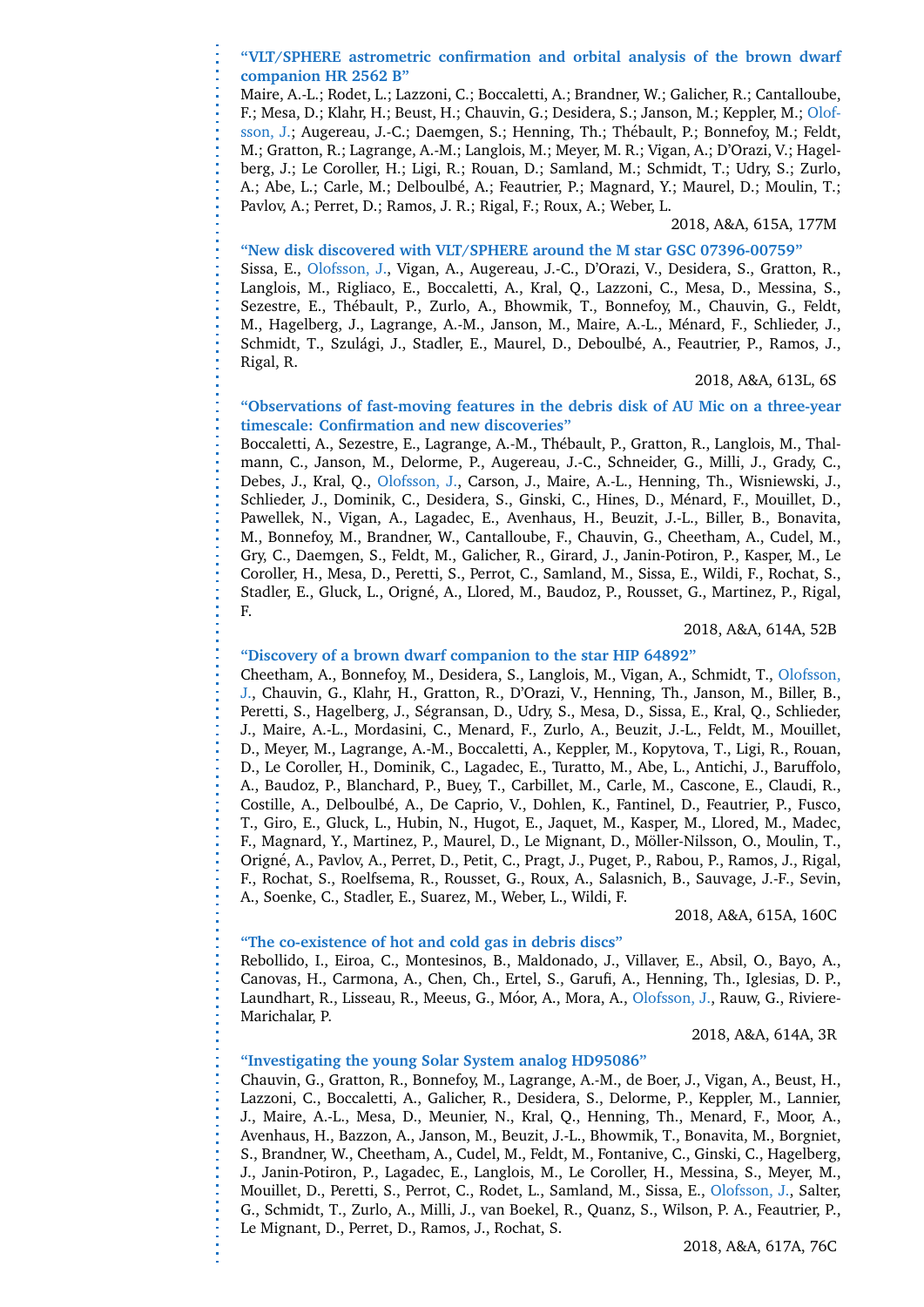**"VLT/SPHERE astrometric confirmation and orbital analysis of the brown dwarf companion HR 2562 B"**

Maire, A.-L.; Rodet, L.; Lazzoni, C.; Boccaletti, A.; Brandner, W.; Galicher, R.; Cantalloube, F.; Mesa, D.; Klahr, H.; Beust, H.; Chauvin, G.; Desidera, S.; Janson, M.; Keppler, M.; Olofsson, J.; Augereau, J.-C.; Daemgen, S.; Henning, Th.; Thébault, P.; Bonnefoy, M.; Feldt, M.; Gratton, R.; Lagrange, A.-M.; Langlois, M.; Meyer, M. R.; Vigan, A.; D'Orazi, V.; Hagelberg, J.; Le Coroller, H.; Ligi, R.; Rouan, D.; Samland, M.; Schmidt, T.; Udry, S.; Zurlo, A.; Abe, L.; Carle, M.; Delboulbé, A.; Feautrier, P.; Magnard, Y.; Maurel, D.; Moulin, T.; Pavlov, A.; Perret, D.; Ramos, J. R.; Rigal, F.; Roux, A.; Weber, L.

2018, A&A, 615A, 177M

**"New disk discovered with VLT/SPHERE around the M star GSC 07396-00759"**

Sissa, E., Olofsson, J., Vigan, A., Augereau, J.-C., D'Orazi, V., Desidera, S., Gratton, R., Langlois, M., Rigliaco, E., Boccaletti, A., Kral, Q., Lazzoni, C., Mesa, D., Messina, S., Sezestre, E., Thébault, P., Zurlo, A., Bhowmik, T., Bonnefoy, M., Chauvin, G., Feldt, M., Hagelberg, J., Lagrange, A.-M., Janson, M., Maire, A.-L., Ménard, F., Schlieder, J., Schmidt, T., Szulági, J., Stadler, E., Maurel, D., Deboulbé, A., Feautrier, P., Ramos, J., Rigal, R.

2018, A&A, 613L, 6S

**"Observations of fast-moving features in the debris disk of AU Mic on a three-year timescale: Confirmation and new discoveries"**

Boccaletti, A., Sezestre, E., Lagrange, A.-M., Thébault, P., Gratton, R., Langlois, M., Thalmann, C., Janson, M., Delorme, P., Augereau, J.-C., Schneider, G., Milli, J., Grady, C., Debes, J., Kral, Q., Olofsson, J., Carson, J., Maire, A.-L., Henning, Th., Wisniewski, J., Schlieder, J., Dominik, C., Desidera, S., Ginski, C., Hines, D., Ménard, F., Mouillet, D., Pawellek, N., Vigan, A., Lagadec, E., Avenhaus, H., Beuzit, J.-L., Biller, B., Bonavita, M., Bonnefoy, M., Brandner, W., Cantalloube, F., Chauvin, G., Cheetham, A., Cudel, M., Gry, C., Daemgen, S., Feldt, M., Galicher, R., Girard, J., Janin-Potiron, P., Kasper, M., Le Coroller, H., Mesa, D., Peretti, S., Perrot, C., Samland, M., Sissa, E., Wildi, F., Rochat, S., Stadler, E., Gluck, L., Origné, A., Llored, M., Baudoz, P., Rousset, G., Martinez, P., Rigal, F.

2018, A&A, 614A, 52B

**"Discovery of a brown dwarf companion to the star HIP 64892"**

Cheetham, A., Bonnefoy, M., Desidera, S., Langlois, M., Vigan, A., Schmidt, T., Olofsson, J., Chauvin, G., Klahr, H., Gratton, R., D'Orazi, V., Henning, Th., Janson, M., Biller, B., Peretti, S., Hagelberg, J., Ségransan, D., Udry, S., Mesa, D., Sissa, E., Kral, Q., Schlieder, J., Maire, A.-L., Mordasini, C., Menard, F., Zurlo, A., Beuzit, J.-L., Feldt, M., Mouillet, D., Meyer, M., Lagrange, A.-M., Boccaletti, A., Keppler, M., Kopytova, T., Ligi, R., Rouan, D., Le Coroller, H., Dominik, C., Lagadec, E., Turatto, M., Abe, L., Antichi, J., Baruffolo, A., Baudoz, P., Blanchard, P., Buey, T., Carbillet, M., Carle, M., Cascone, E., Claudi, R., Costille, A., Delboulbé, A., De Caprio, V., Dohlen, K., Fantinel, D., Feautrier, P., Fusco, T., Giro, E., Gluck, L., Hubin, N., Hugot, E., Jaquet, M., Kasper, M., Llored, M., Madec, F., Magnard, Y., Martinez, P., Maurel, D., Le Mignant, D., Möller-Nilsson, O., Moulin, T., Origné, A., Pavlov, A., Perret, D., Petit, C., Pragt, J., Puget, P., Rabou, P., Ramos, J., Rigal, F., Rochat, S., Roelfsema, R., Rousset, G., Roux, A., Salasnich, B., Sauvage, J.-F., Sevin, A., Soenke, C., Stadler, E., Suarez, M., Weber, L., Wildi, F.

2018, A&A, 615A, 160C

**"The co-existence of hot and cold gas in debris discs"**

Rebollido, I., Eiroa, C., Montesinos, B., Maldonado, J., Villaver, E., Absil, O., Bayo, A., Canovas, H., Carmona, A., Chen, Ch., Ertel, S., Garufi, A., Henning, Th., Iglesias, D. P., Laundhart, R., Lisseau, R., Meeus, G., Móor, A., Mora, A., Olofsson, J., Rauw, G., Riviere-Marichalar, P.

2018, A&A, 614A, 3R

**"Investigating the young Solar System analog HD95086"**

Chauvin, G., Gratton, R., Bonnefoy, M., Lagrange, A.-M., de Boer, J., Vigan, A., Beust, H., Lazzoni, C., Boccaletti, A., Galicher, R., Desidera, S., Delorme, P., Keppler, M., Lannier, J., Maire, A.-L., Mesa, D., Meunier, N., Kral, Q., Henning, Th., Menard, F., Moor, A., Avenhaus, H., Bazzon, A., Janson, M., Beuzit, J.-L., Bhowmik, T., Bonavita, M., Borgniet, S., Brandner, W., Cheetham, A., Cudel, M., Feldt, M., Fontanive, C., Ginski, C., Hagelberg, J., Janin-Potiron, P., Lagadec, E., Langlois, M., Le Coroller, H., Messina, S., Meyer, M., Mouillet, D., Peretti, S., Perrot, C., Rodet, L., Samland, M., Sissa, E., Olofsson, J., Salter, G., Schmidt, T., Zurlo, A., Milli, J., van Boekel, R., Quanz, S., Wilson, P. A., Feautrier, P., Le Mignant, D., Perret, D., Ramos, J., Rochat, S.

2018, A&A, 617A, 76C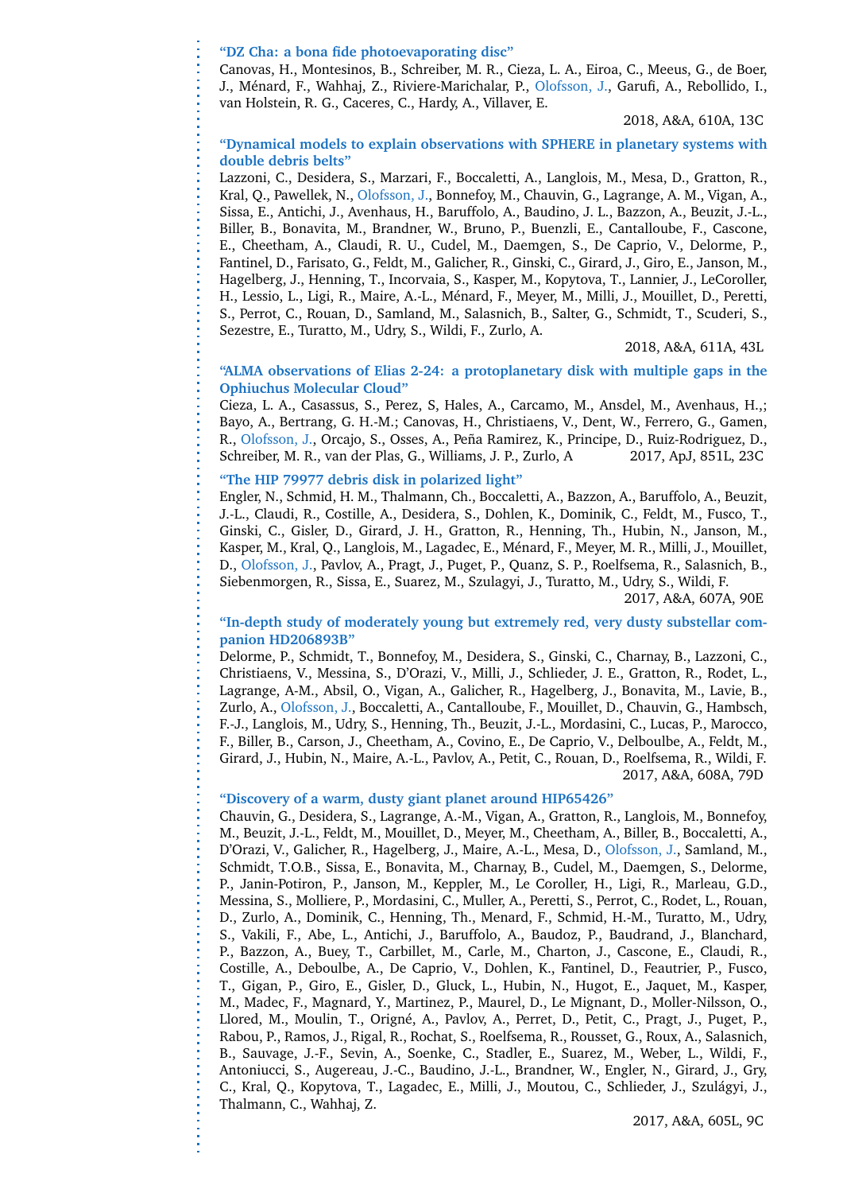**"DZ Cha: a bona fide photoevaporating disc"**

Canovas, H., Montesinos, B., Schreiber, M. R., Cieza, L. A., Eiroa, C., Meeus, G., de Boer, J., Ménard, F., Wahhaj, Z., Riviere-Marichalar, P., Olofsson, J., Garufi, A., Rebollido, I., van Holstein, R. G., Caceres, C., Hardy, A., Villaver, E.

2018, A&A, 610A, 13C

**"Dynamical models to explain observations with SPHERE in planetary systems with double debris belts"**

Lazzoni, C., Desidera, S., Marzari, F., Boccaletti, A., Langlois, M., Mesa, D., Gratton, R., Kral, Q., Pawellek, N., Olofsson, J., Bonnefoy, M., Chauvin, G., Lagrange, A. M., Vigan, A., Sissa, E., Antichi, J., Avenhaus, H., Baruffolo, A., Baudino, J. L., Bazzon, A., Beuzit, J.-L., Biller, B., Bonavita, M., Brandner, W., Bruno, P., Buenzli, E., Cantalloube, F., Cascone, E., Cheetham, A., Claudi, R. U., Cudel, M., Daemgen, S., De Caprio, V., Delorme, P., Fantinel, D., Farisato, G., Feldt, M., Galicher, R., Ginski, C., Girard, J., Giro, E., Janson, M., Hagelberg, J., Henning, T., Incorvaia, S., Kasper, M., Kopytova, T., Lannier, J., LeCoroller, H., Lessio, L., Ligi, R., Maire, A.-L., Ménard, F., Meyer, M., Milli, J., Mouillet, D., Peretti, S., Perrot, C., Rouan, D., Samland, M., Salasnich, B., Salter, G., Schmidt, T., Scuderi, S., Sezestre, E., Turatto, M., Udry, S., Wildi, F., Zurlo, A.

2018, A&A, 611A, 43L

**"ALMA observations of Elias 2-24: a protoplanetary disk with multiple gaps in the Ophiuchus Molecular Cloud"**

Cieza, L. A., Casassus, S., Perez, S, Hales, A., Carcamo, M., Ansdel, M., Avenhaus, H.,; Bayo, A., Bertrang, G. H.-M.; Canovas, H., Christiaens, V., Dent, W., Ferrero, G., Gamen, R., Olofsson, J., Orcajo, S., Osses, A., Peña Ramirez, K., Principe, D., Ruiz-Rodriguez, D., Schreiber, M. R., van der Plas, G., Williams, J. P., Zurlo, A

2017, ApJ, 851L, 23C

**"The HIP 79977 debris disk in polarized light"**

Engler, N., Schmid, H. M., Thalmann, Ch., Boccaletti, A., Bazzon, A., Baruffolo, A., Beuzit, J.-L., Claudi, R., Costille, A., Desidera, S., Dohlen, K., Dominik, C., Feldt, M., Fusco, T., Ginski, C., Gisler, D., Girard, J. H., Gratton, R., Henning, Th., Hubin, N., Janson, M., Kasper, M., Kral, Q., Langlois, M., Lagadec, E., Ménard, F., Meyer, M. R., Milli, J., Mouillet, D., Olofsson, J., Pavlov, A., Pragt, J., Puget, P., Quanz, S. P., Roelfsema, R., Salasnich, B., Siebenmorgen, R., Sissa, E., Suarez, M., Szulagyi, J., Turatto, M., Udry, S., Wildi, F.

2017, A&A, 607A, 90E

**"In-depth study of moderately young but extremely red, very dusty substellar companion HD206893B"**

Delorme, P., Schmidt, T., Bonnefoy, M., Desidera, S., Ginski, C., Charnay, B., Lazzoni, C., Christiaens, V., Messina, S., D'Orazi, V., Milli, J., Schlieder, J. E., Gratton, R., Rodet, L., Lagrange, A-M., Absil, O., Vigan, A., Galicher, R., Hagelberg, J., Bonavita, M., Lavie, B., Zurlo, A., Olofsson, J., Boccaletti, A., Cantalloube, F., Mouillet, D., Chauvin, G., Hambsch, F.-J., Langlois, M., Udry, S., Henning, Th., Beuzit, J.-L., Mordasini, C., Lucas, P., Marocco, F., Biller, B., Carson, J., Cheetham, A., Covino, E., De Caprio, V., Delboulbe, A., Feldt, M., Girard, J., Hubin, N., Maire, A.-L., Pavlov, A., Petit, C., Rouan, D., Roelfsema, R., Wildi, F.

2017, A&A, 608A, 79D

**"Discovery of a warm, dusty giant planet around HIP65426"**

Chauvin, G., Desidera, S., Lagrange, A.-M., Vigan, A., Gratton, R., Langlois, M., Bonnefoy, M., Beuzit, J.-L., Feldt, M., Mouillet, D., Meyer, M., Cheetham, A., Biller, B., Boccaletti, A., D'Orazi, V., Galicher, R., Hagelberg, J., Maire, A.-L., Mesa, D., Olofsson, J., Samland, M., Schmidt, T.O.B., Sissa, E., Bonavita, M., Charnay, B., Cudel, M., Daemgen, S., Delorme, P., Janin-Potiron, P., Janson, M., Keppler, M., Le Coroller, H., Ligi, R., Marleau, G.D., Messina, S., Molliere, P., Mordasini, C., Muller, A., Peretti, S., Perrot, C., Rodet, L., Rouan, D., Zurlo, A., Dominik, C., Henning, Th., Menard, F., Schmid, H.-M., Turatto, M., Udry, S., Vakili, F., Abe, L., Antichi, J., Baruffolo, A., Baudoz, P., Baudrand, J., Blanchard, P., Bazzon, A., Buey, T., Carbillet, M., Carle, M., Charton, J., Cascone, E., Claudi, R., Costille, A., Deboulbe, A., De Caprio, V., Dohlen, K., Fantinel, D., Feautrier, P., Fusco, T., Gigan, P., Giro, E., Gisler, D., Gluck, L., Hubin, N., Hugot, E., Jaquet, M., Kasper, M., Madec, F., Magnard, Y., Martinez, P., Maurel, D., Le Mignant, D., Moller-Nilsson, O., Llored, M., Moulin, T., Origné, A., Pavlov, A., Perret, D., Petit, C., Pragt, J., Puget, P., Rabou, P., Ramos, J., Rigal, R., Rochat, S., Roelfsema, R., Rousset, G., Roux, A., Salasnich, B., Sauvage, J.-F., Sevin, A., Soenke, C., Stadler, E., Suarez, M., Weber, L., Wildi, F., Antoniucci, S., Augereau, J.-C., Baudino, J.-L., Brandner, W., Engler, N., Girard, J., Gry, C., Kral, Q., Kopytova, T., Lagadec, E., Milli, J., Moutou, C., Schlieder, J., Szulágyi, J., Thalmann, C., Wahhaj, Z.

2017, A&A, 605L, 9C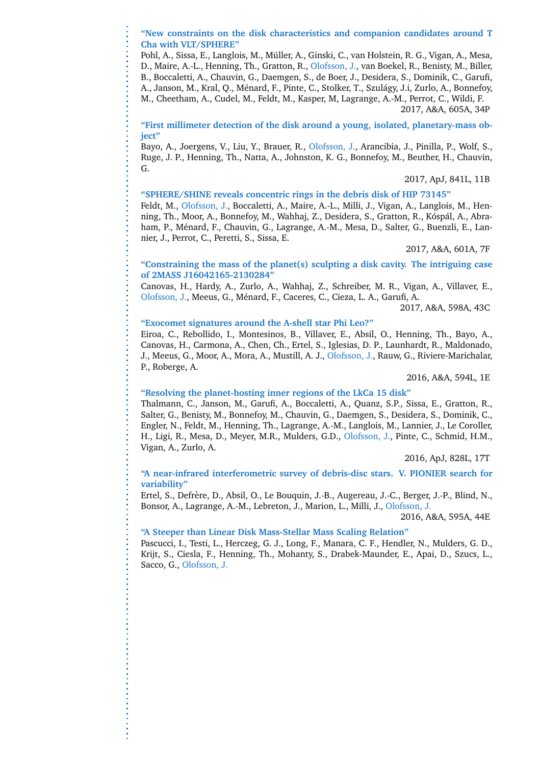**"New constraints on the disk characteristics and companion candidates around T Cha with VLT/SPHERE"**
Pohl, A., Sissa, E., Langlois, M., Müller, A., Ginski, C., van Holstein, R. G., Vigan, A., Mesa, D., Maire, A.-L., Henning, Th., Gratton, R., Olofsson, J., van Boekel, R., Benisty, M., Biller, B., Boccaletti, A., Chauvin, G., Daemgen, S., de Boer, J., Desidera, S., Dominik, C., Garufi, A., Janson, M., Kral, Q., Ménard, F., Pinte, C., Stolker, T., Szulágy, J.i, Zurlo, A., Bonnefoy, M., Cheetham, A., Cudel, M., Feldt, M., Kasper, M, Lagrange, A.-M., Perrot, C., Wildi, F.
2017, A&A, 605A, 34P

**"First millimeter detection of the disk around a young, isolated, planetary-mass object"**
Bayo, A., Joergens, V., Liu, Y., Brauer, R., Olofsson, J., Arancibia, J., Pinilla, P., Wolf, S., Ruge, J. P., Henning, Th., Natta, A., Johnston, K. G., Bonnefoy, M., Beuther, H., Chauvin, G.
2017, ApJ, 841L, 11B

**"SPHERE/SHINE reveals concentric rings in the debris disk of HIP 73145"**
Feldt, M., Olofsson, J., Boccaletti, A., Maire, A.-L., Milli, J., Vigan, A., Langlois, M., Henning, Th., Moor, A., Bonnefoy, M., Wahhaj, Z., Desidera, S., Gratton, R., Kóspál, A., Abraham, P., Ménard, F., Chauvin, G., Lagrange, A.-M., Mesa, D., Salter, G., Buenzli, E., Lannier, J., Perrot, C., Peretti, S., Sissa, E.
2017, A&A, 601A, 7F

**"Constraining the mass of the planet(s) sculpting a disk cavity. The intriguing case of 2MASS J16042165-2130284"**
Canovas, H., Hardy, A., Zurlo, A., Wahhaj, Z., Schreiber, M. R., Vigan, A., Villaver, E., Olofsson, J., Meeus, G., Ménard, F., Caceres, C., Cieza, L. A., Garufi, A.
2017, A&A, 598A, 43C

**"Exocomet signatures around the A-shell star Phi Leo?"**
Eiroa, C., Rebollido, I., Montesinos, B., Villaver, E., Absil, O., Henning, Th., Bayo, A., Canovas, H., Carmona, A., Chen, Ch., Ertel, S., Iglesias, D. P., Launhardt, R., Maldonado, J., Meeus, G., Moor, A., Mora, A., Mustill, A. J., Olofsson, J., Rauw, G., Riviere-Marichalar, P., Roberge, A.
2016, A&A, 594L, 1E

**"Resolving the planet-hosting inner regions of the LkCa 15 disk"**
Thalmann, C., Janson, M., Garufi, A., Boccaletti, A., Quanz, S.P., Sissa, E., Gratton, R., Salter, G., Benisty, M., Bonnefoy, M., Chauvin, G., Daemgen, S., Desidera, S., Dominik, C., Engler, N., Feldt, M., Henning, Th., Lagrange, A.-M., Langlois, M., Lannier, J., Le Coroller, H., Ligi, R., Mesa, D., Meyer, M.R., Mulders, G.D., Olofsson, J., Pinte, C., Schmid, H.M., Vigan, A., Zurlo, A.
2016, ApJ, 828L, 17T

**"A near-infrared interferometric survey of debris-disc stars. V. PIONIER search for variability"**
Ertel, S., Defrère, D., Absil, O., Le Bouquin, J.-B., Augereau, J.-C., Berger, J.-P., Blind, N., Bonsor, A., Lagrange, A.-M., Lebreton, J., Marion, L., Milli, J., Olofsson, J.
2016, A&A, 595A, 44E

**"A Steeper than Linear Disk Mass-Stellar Mass Scaling Relation"**
Pascucci, I., Testi, L., Herczeg, G. J., Long, F., Manara, C. F., Hendler, N., Mulders, G. D., Krijt, S., Ciesla, F., Henning, Th., Mohanty, S., Drabek-Maunder, E., Apai, D., Szucs, L., Sacco, G., Olofsson, J.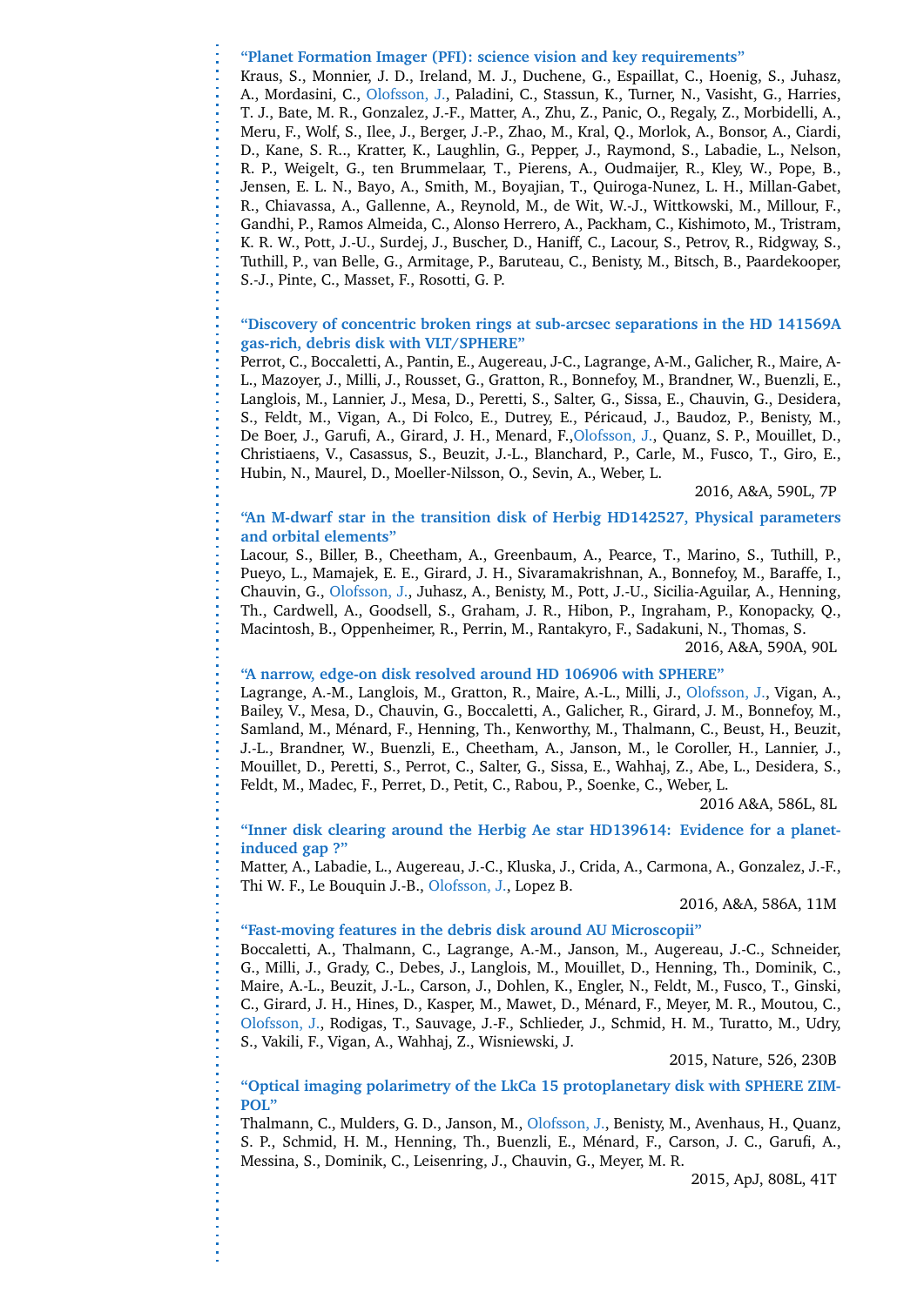**"Planet Formation Imager (PFI): science vision and key requirements"**

Kraus, S., Monnier, J. D., Ireland, M. J., Duchene, G., Espaillat, C., Hoenig, S., Juhasz, A., Mordasini, C., Olofsson, J., Paladini, C., Stassun, K., Turner, N., Vasisht, G., Harries, T. J., Bate, M. R., Gonzalez, J.-F., Matter, A., Zhu, Z., Panic, O., Regaly, Z., Morbidelli, A., Meru, F., Wolf, S., Ilee, J., Berger, J.-P., Zhao, M., Kral, Q., Morlok, A., Bonsor, A., Ciardi, D., Kane, S. R.., Kratter, K., Laughlin, G., Pepper, J., Raymond, S., Labadie, L., Nelson, R. P., Weigelt, G., ten Brummelaar, T., Pierens, A., Oudmaijer, R., Kley, W., Pope, B., Jensen, E. L. N., Bayo, A., Smith, M., Boyajian, T., Quiroga-Nunez, L. H., Millan-Gabet, R., Chiavassa, A., Gallenne, A., Reynold, M., de Wit, W.-J., Wittkowski, M., Millour, F., Gandhi, P., Ramos Almeida, C., Alonso Herrero, A., Packham, C., Kishimoto, M., Tristram, K. R. W., Pott, J.-U., Surdej, J., Buscher, D., Haniff, C., Lacour, S., Petrov, R., Ridgway, S., Tuthill, P., van Belle, G., Armitage, P., Baruteau, C., Benisty, M., Bitsch, B., Paardekooper, S.-J., Pinte, C., Masset, F., Rosotti, G. P.

**"Discovery of concentric broken rings at sub-arcsec separations in the HD 141569A gas-rich, debris disk with VLT/SPHERE"**

Perrot, C., Boccaletti, A., Pantin, E., Augereau, J-C., Lagrange, A-M., Galicher, R., Maire, A-L., Mazoyer, J., Milli, J., Rousset, G., Gratton, R., Bonnefoy, M., Brandner, W., Buenzli, E., Langlois, M., Lannier, J., Mesa, D., Peretti, S., Salter, G., Sissa, E., Chauvin, G., Desidera, S., Feldt, M., Vigan, A., Di Folco, E., Dutrey, E., Péricaud, J., Baudoz, P., Benisty, M., De Boer, J., Garufi, A., Girard, J. H., Menard, F.,Olofsson, J., Quanz, S. P., Mouillet, D., Christiaens, V., Casassus, S., Beuzit, J.-L., Blanchard, P., Carle, M., Fusco, T., Giro, E., Hubin, N., Maurel, D., Moeller-Nilsson, O., Sevin, A., Weber, L.

2016, A&A, 590L, 7P

**"An M-dwarf star in the transition disk of Herbig HD142527, Physical parameters and orbital elements"**

Lacour, S., Biller, B., Cheetham, A., Greenbaum, A., Pearce, T., Marino, S., Tuthill, P., Pueyo, L., Mamajek, E. E., Girard, J. H., Sivaramakrishnan, A., Bonnefoy, M., Baraffe, I., Chauvin, G., Olofsson, J., Juhasz, A., Benisty, M., Pott, J.-U., Sicilia-Aguilar, A., Henning, Th., Cardwell, A., Goodsell, S., Graham, J. R., Hibon, P., Ingraham, P., Konopacky, Q., Macintosh, B., Oppenheimer, R., Perrin, M., Rantakyro, F., Sadakuni, N., Thomas, S.

2016, A&A, 590A, 90L

**"A narrow, edge-on disk resolved around HD 106906 with SPHERE"**

Lagrange, A.-M., Langlois, M., Gratton, R., Maire, A.-L., Milli, J., Olofsson, J., Vigan, A., Bailey, V., Mesa, D., Chauvin, G., Boccaletti, A., Galicher, R., Girard, J. M., Bonnefoy, M., Samland, M., Ménard, F., Henning, Th., Kenworthy, M., Thalmann, C., Beust, H., Beuzit, J.-L., Brandner, W., Buenzli, E., Cheetham, A., Janson, M., le Coroller, H., Lannier, J., Mouillet, D., Peretti, S., Perrot, C., Salter, G., Sissa, E., Wahhaj, Z., Abe, L., Desidera, S., Feldt, M., Madec, F., Perret, D., Petit, C., Rabou, P., Soenke, C., Weber, L.

2016 A&A, 586L, 8L

**"Inner disk clearing around the Herbig Ae star HD139614: Evidence for a planet-induced gap ?"**

Matter, A., Labadie, L., Augereau, J.-C., Kluska, J., Crida, A., Carmona, A., Gonzalez, J.-F., Thi W. F., Le Bouquin J.-B., Olofsson, J., Lopez B.

2016, A&A, 586A, 11M

**"Fast-moving features in the debris disk around AU Microscopii"**

Boccaletti, A., Thalmann, C., Lagrange, A.-M., Janson, M., Augereau, J.-C., Schneider, G., Milli, J., Grady, C., Debes, J., Langlois, M., Mouillet, D., Henning, Th., Dominik, C., Maire, A.-L., Beuzit, J.-L., Carson, J., Dohlen, K., Engler, N., Feldt, M., Fusco, T., Ginski, C., Girard, J. H., Hines, D., Kasper, M., Mawet, D., Ménard, F., Meyer, M. R., Moutou, C., Olofsson, J., Rodigas, T., Sauvage, J.-F., Schlieder, J., Schmid, H. M., Turatto, M., Udry, S., Vakili, F., Vigan, A., Wahhaj, Z., Wisniewski, J.

2015, Nature, 526, 230B

**"Optical imaging polarimetry of the LkCa 15 protoplanetary disk with SPHERE ZIMPOL"**

Thalmann, C., Mulders, G. D., Janson, M., Olofsson, J., Benisty, M., Avenhaus, H., Quanz, S. P., Schmid, H. M., Henning, Th., Buenzli, E., Ménard, F., Carson, J. C., Garufi, A., Messina, S., Dominik, C., Leisenring, J., Chauvin, G., Meyer, M. R.

2015, ApJ, 808L, 41T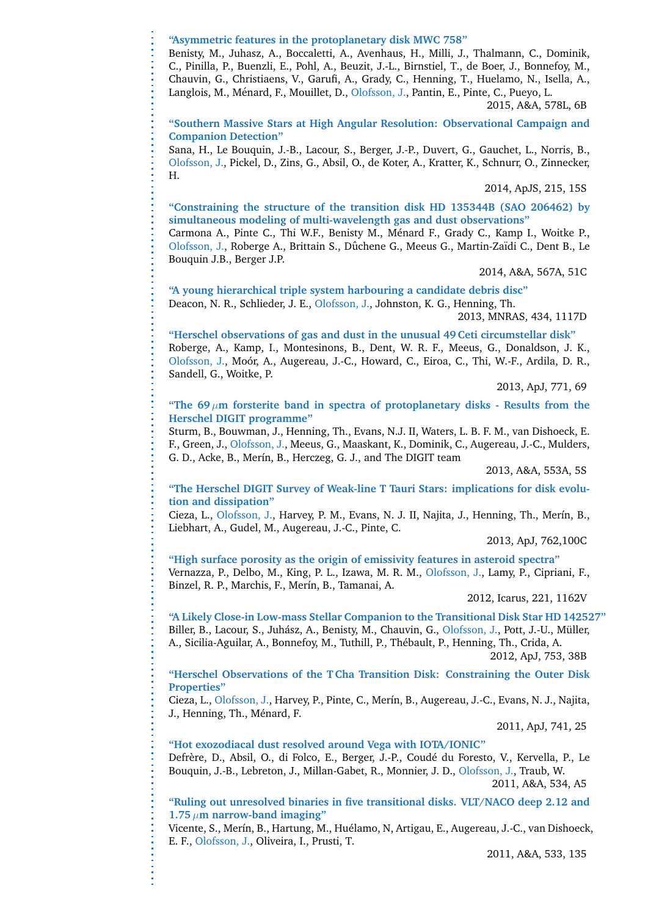**"Asymmetric features in the protoplanetary disk MWC 758"**
Benisty, M., Juhasz, A., Boccaletti, A., Avenhaus, H., Milli, J., Thalmann, C., Dominik, C., Pinilla, P., Buenzli, E., Pohl, A., Beuzit, J.-L., Birnstiel, T., de Boer, J., Bonnefoy, M., Chauvin, G., Christiaens, V., Garufi, A., Grady, C., Henning, T., Huelamo, N., Isella, A., Langlois, M., Ménard, F., Mouillet, D., Olofsson, J., Pantin, E., Pinte, C., Pueyo, L.
2015, A&A, 578L, 6B

**"Southern Massive Stars at High Angular Resolution: Observational Campaign and Companion Detection"**
Sana, H., Le Bouquin, J.-B., Lacour, S., Berger, J.-P., Duvert, G., Gauchet, L., Norris, B., Olofsson, J., Pickel, D., Zins, G., Absil, O., de Koter, A., Kratter, K., Schnurr, O., Zinnecker, H.
2014, ApJS, 215, 15S

**"Constraining the structure of the transition disk HD 135344B (SAO 206462) by simultaneous modeling of multi-wavelength gas and dust observations"**
Carmona A., Pinte C., Thi W.F., Benisty M., Ménard F., Grady C., Kamp I., Woitke P., Olofsson, J., Roberge A., Brittain S., Dûchene G., Meeus G., Martin-Zaïdi C., Dent B., Le Bouquin J.B., Berger J.P.
2014, A&A, 567A, 51C

**"A young hierarchical triple system harbouring a candidate debris disc"**
Deacon, N. R., Schlieder, J. E., Olofsson, J., Johnston, K. G., Henning, Th.
2013, MNRAS, 434, 1117D

**"Herschel observations of gas and dust in the unusual 49 Ceti circumstellar disk"**
Roberge, A., Kamp, I., Montesinons, B., Dent, W. R. F., Meeus, G., Donaldson, J. K., Olofsson, J., Moór, A., Augereau, J.-C., Howard, C., Eiroa, C., Thi, W.-F., Ardila, D. R., Sandell, G., Woitke, P.
2013, ApJ, 771, 69

**"The 69 $\mu$m forsterite band in spectra of protoplanetary disks - Results from the Herschel DIGIT programme"**
Sturm, B., Bouwman, J., Henning, Th., Evans, N.J. II, Waters, L. B. F. M., van Dishoeck, E. F., Green, J., Olofsson, J., Meeus, G., Maaskant, K., Dominik, C., Augereau, J.-C., Mulders, G. D., Acke, B., Merín, B., Herczeg, G. J., and The DIGIT team
2013, A&A, 553A, 5S

**"The Herschel DIGIT Survey of Weak-line T Tauri Stars: implications for disk evolution and dissipation"**
Cieza, L., Olofsson, J., Harvey, P. M., Evans, N. J. II, Najita, J., Henning, Th., Merín, B., Liebhart, A., Gudel, M., Augereau, J.-C., Pinte, C.
2013, ApJ, 762,100C

**"High surface porosity as the origin of emissivity features in asteroid spectra"**
Vernazza, P., Delbo, M., King, P. L., Izawa, M. R. M., Olofsson, J., Lamy, P., Cipriani, F., Binzel, R. P., Marchis, F., Merín, B., Tamanai, A.
2012, Icarus, 221, 1162V

**"A Likely Close-in Low-mass Stellar Companion to the Transitional Disk Star HD 142527"**
Biller, B., Lacour, S., Juhász, A., Benisty, M., Chauvin, G., Olofsson, J., Pott, J.-U., Müller, A., Sicilia-Aguilar, A., Bonnefoy, M., Tuthill, P., Thébault, P., Henning, Th., Crida, A.
2012, ApJ, 753, 38B

**"Herschel Observations of the T Cha Transition Disk: Constraining the Outer Disk Properties"**
Cieza, L., Olofsson, J., Harvey, P., Pinte, C., Merín, B., Augereau, J.-C., Evans, N. J., Najita, J., Henning, Th., Ménard, F.
2011, ApJ, 741, 25

**"Hot exozodiacal dust resolved around Vega with IOTA/IONIC"**
Defrère, D., Absil, O., di Folco, E., Berger, J.-P., Coudé du Foresto, V., Kervella, P., Le Bouquin, J.-B., Lebreton, J., Millan-Gabet, R., Monnier, J. D., Olofsson, J., Traub, W.
2011, A&A, 534, A5

**"Ruling out unresolved binaries in five transitional disks. VLT/NACO deep 2.12 and 1.75 $\mu$m narrow-band imaging"**
Vicente, S., Merín, B., Hartung, M., Huélamo, N, Artigau, E., Augereau, J.-C., van Dishoeck, E. F., Olofsson, J., Oliveira, I., Prusti, T.
2011, A&A, 533, 135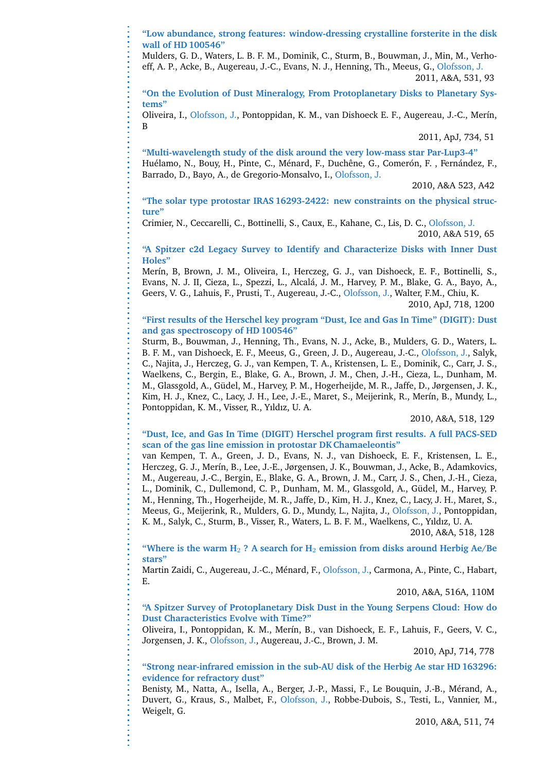**"Low abundance, strong features: window-dressing crystalline forsterite in the disk wall of HD 100546"**
Mulders, G. D., Waters, L. B. F. M., Dominik, C., Sturm, B., Bouwman, J., Min, M., Verhoeff, A. P., Acke, B., Augereau, J.-C., Evans, N. J., Henning, Th., Meeus, G., Olofsson, J.
2011, A&A, 531, 93

**"On the Evolution of Dust Mineralogy, From Protoplanetary Disks to Planetary Systems"**
Oliveira, I., Olofsson, J., Pontoppidan, K. M., van Dishoeck E. F., Augereau, J.-C., Merín, B
2011, ApJ, 734, 51

**"Multi-wavelength study of the disk around the very low-mass star Par-Lup3-4"**
Huélamo, N., Bouy, H., Pinte, C., Ménard, F., Duchêne, G., Comerón, F. , Fernández, F., Barrado, D., Bayo, A., de Gregorio-Monsalvo, I., Olofsson, J.
2010, A&A 523, A42

**"The solar type protostar IRAS 16293-2422: new constraints on the physical structure"**
Crimier, N., Ceccarelli, C., Bottinelli, S., Caux, E., Kahane, C., Lis, D. C., Olofsson, J.
2010, A&A 519, 65

**"A Spitzer c2d Legacy Survey to Identify and Characterize Disks with Inner Dust Holes"**
Merín, B, Brown, J. M., Oliveira, I., Herczeg, G. J., van Dishoeck, E. F., Bottinelli, S., Evans, N. J. II, Cieza, L., Spezzi, L., Alcalá, J. M., Harvey, P. M., Blake, G. A., Bayo, A., Geers, V. G., Lahuis, F., Prusti, T., Augereau, J.-C., Olofsson, J., Walter, F.M., Chiu, K.
2010, ApJ, 718, 1200

**"First results of the Herschel key program "Dust, Ice and Gas In Time" (DIGIT): Dust and gas spectroscopy of HD 100546"**
Sturm, B., Bouwman, J., Henning, Th., Evans, N. J., Acke, B., Mulders, G. D., Waters, L. B. F. M., van Dishoeck, E. F., Meeus, G., Green, J. D., Augereau, J.-C., Olofsson, J., Salyk, C., Najita, J., Herczeg, G. J., van Kempen, T. A., Kristensen, L. E., Dominik, C., Carr, J. S., Waelkens, C., Bergin, E., Blake, G. A., Brown, J. M., Chen, J.-H., Cieza, L., Dunham, M. M., Glassgold, A., Güdel, M., Harvey, P. M., Hogerheijde, M. R., Jaffe, D., Jørgensen, J. K., Kim, H. J., Knez, C., Lacy, J. H., Lee, J.-E., Maret, S., Meijerink, R., Merín, B., Mundy, L., Pontoppidan, K. M., Visser, R., Yıldız, U. A.
2010, A&A, 518, 129

**"Dust, Ice, and Gas In Time (DIGIT) Herschel program first results. A full PACS-SED scan of the gas line emission in protostar DK Chamaeleontis"**
van Kempen, T. A., Green, J. D., Evans, N. J., van Dishoeck, E. F., Kristensen, L. E., Herczeg, G. J., Merín, B., Lee, J.-E., Jørgensen, J. K., Bouwman, J., Acke, B., Adamkovics, M., Augereau, J.-C., Bergin, E., Blake, G. A., Brown, J. M., Carr, J. S., Chen, J.-H., Cieza, L., Dominik, C., Dullemond, C. P., Dunham, M. M., Glassgold, A., Güdel, M., Harvey, P. M., Henning, Th., Hogerheijde, M. R., Jaffe, D., Kim, H. J., Knez, C., Lacy, J. H., Maret, S., Meeus, G., Meijerink, R., Mulders, G. D., Mundy, L., Najita, J., Olofsson, J., Pontoppidan, K. M., Salyk, C., Sturm, B., Visser, R., Waters, L. B. F. M., Waelkens, C., Yıldız, U. A.
2010, A&A, 518, 128

**"Where is the warm $H_2$ ? A search for $H_2$ emission from disks around Herbig Ae/Be stars"**
Martin Zaidi, C., Augereau, J.-C., Ménard, F., Olofsson, J., Carmona, A., Pinte, C., Habart, E.
2010, A&A, 516A, 110M

**"A Spitzer Survey of Protoplanetary Disk Dust in the Young Serpens Cloud: How do Dust Characteristics Evolve with Time?"**
Oliveira, I., Pontoppidan, K. M., Merín, B., van Dishoeck, E. F., Lahuis, F., Geers, V. C., Jorgensen, J. K., Olofsson, J., Augereau, J.-C., Brown, J. M.
2010, ApJ, 714, 778

**"Strong near-infrared emission in the sub-AU disk of the Herbig Ae star HD 163296: evidence for refractory dust"**
Benisty, M., Natta, A., Isella, A., Berger, J.-P., Massi, F., Le Bouquin, J.-B., Mérand, A., Duvert, G., Kraus, S., Malbet, F., Olofsson, J., Robbe-Dubois, S., Testi, L., Vannier, M., Weigelt, G.
2010, A&A, 511, 74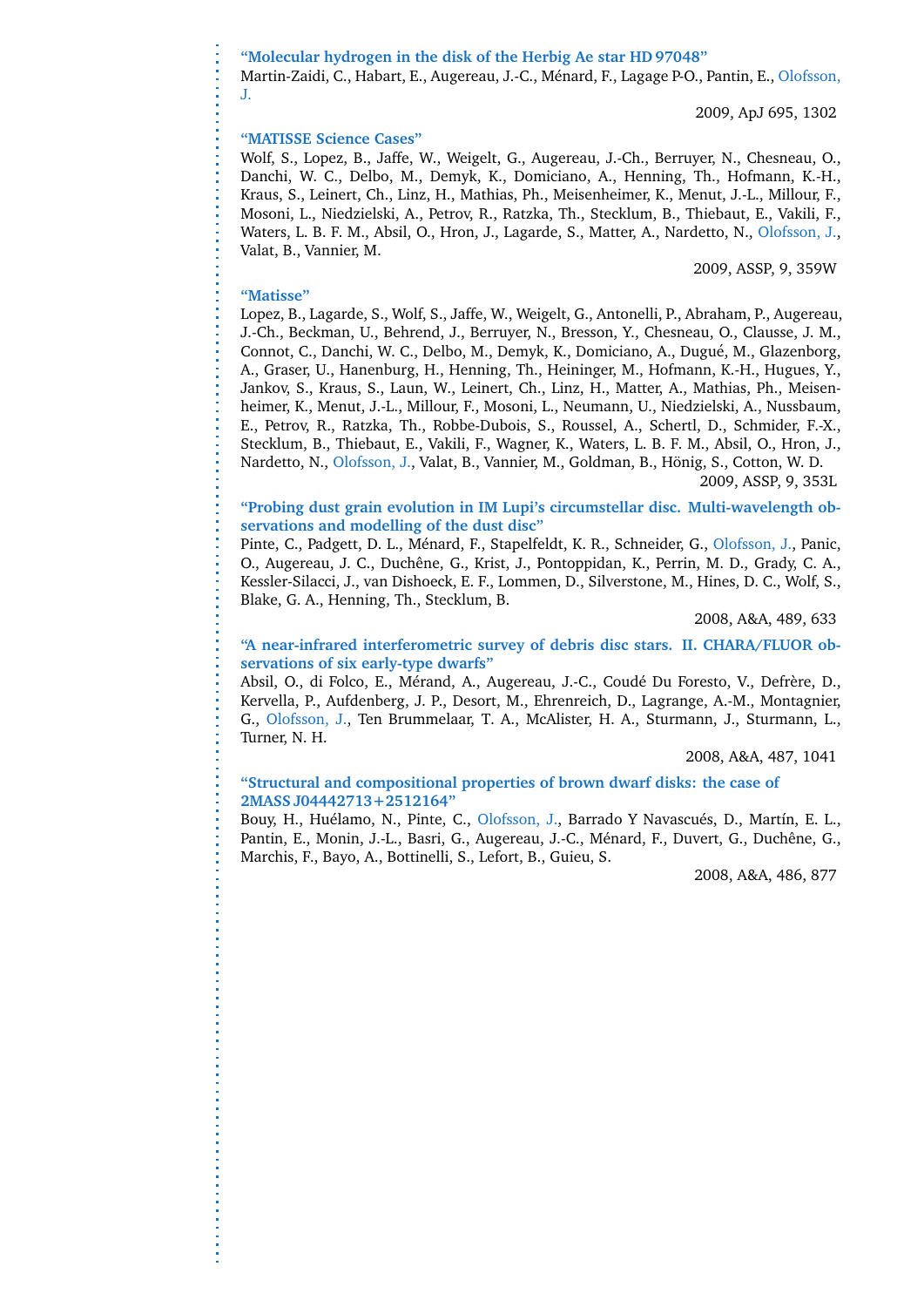**“Molecular hydrogen in the disk of the Herbig Ae star HD 97048”**
Martin-Zaidi, C., Habart, E., Augereau, J.-C., Ménard, F., Lagage P-O., Pantin, E., Olofsson, J.

2009, ApJ 695, 1302

**“MATISSE Science Cases”**
Wolf, S., Lopez, B., Jaffe, W., Weigelt, G., Augereau, J.-Ch., Berruyer, N., Chesneau, O., Danchi, W. C., Delbo, M., Demyk, K., Domiciano, A., Henning, Th., Hofmann, K.-H., Kraus, S., Leinert, Ch., Linz, H., Mathias, Ph., Meisenheimer, K., Menut, J.-L., Millour, F., Mosoni, L., Niedzielski, A., Petrov, R., Ratzka, Th., Stecklum, B., Thiebaut, E., Vakili, F., Waters, L. B. F. M., Absil, O., Hron, J., Lagarde, S., Matter, A., Nardetto, N., Olofsson, J., Valat, B., Vannier, M.

2009, ASSP, 9, 359W

**“Matisse”**
Lopez, B., Lagarde, S., Wolf, S., Jaffe, W., Weigelt, G., Antonelli, P., Abraham, P., Augereau, J.-Ch., Beckman, U., Behrend, J., Berruyer, N., Bresson, Y., Chesneau, O., Clausse, J. M., Connot, C., Danchi, W. C., Delbo, M., Demyk, K., Domiciano, A., Dugué, M., Glazenborg, A., Graser, U., Hanenburg, H., Henning, Th., Heininger, M., Hofmann, K.-H., Hugues, Y., Jankov, S., Kraus, S., Laun, W., Leinert, Ch., Linz, H., Matter, A., Mathias, Ph., Meisenheimer, K., Menut, J.-L., Millour, F., Mosoni, L., Neumann, U., Niedzielski, A., Nussbaum, E., Petrov, R., Ratzka, Th., Robbe-Dubois, S., Roussel, A., Schertl, D., Schmider, F.-X., Stecklum, B., Thiebaut, E., Vakili, F., Wagner, K., Waters, L. B. F. M., Absil, O., Hron, J., Nardetto, N., Olofsson, J., Valat, B., Vannier, M., Goldman, B., Hönig, S., Cotton, W. D.

2009, ASSP, 9, 353L

**“Probing dust grain evolution in IM Lupi’s circumstellar disc. Multi-wavelength observations and modelling of the dust disc”**
Pinte, C., Padgett, D. L., Ménard, F., Stapelfeldt, K. R., Schneider, G., Olofsson, J., Panic, O., Augereau, J. C., Duchêne, G., Krist, J., Pontoppidan, K., Perrin, M. D., Grady, C. A., Kessler-Silacci, J., van Dishoeck, E. F., Lommen, D., Silverstone, M., Hines, D. C., Wolf, S., Blake, G. A., Henning, Th., Stecklum, B.

2008, A&A, 489, 633

**“A near-infrared interferometric survey of debris disc stars. II. CHARA/FLUOR observations of six early-type dwarfs”**
Absil, O., di Folco, E., Mérand, A., Augereau, J.-C., Coudé Du Foresto, V., Defrère, D., Kervella, P., Aufdenberg, J. P., Desort, M., Ehrenreich, D., Lagrange, A.-M., Montagnier, G., Olofsson, J., Ten Brummelaar, T. A., McAlister, H. A., Sturmann, J., Sturmann, L., Turner, N. H.

2008, A&A, 487, 1041

**“Structural and compositional properties of brown dwarf disks: the case of 2MASS J04442713+2512164”**
Bouy, H., Huélamo, N., Pinte, C., Olofsson, J., Barrado Y Navascués, D., Martín, E. L., Pantin, E., Monin, J.-L., Basri, G., Augereau, J.-C., Ménard, F., Duvert, G., Duchêne, G., Marchis, F., Bayo, A., Bottinelli, S., Lefort, B., Guieu, S.

2008, A&A, 486, 877